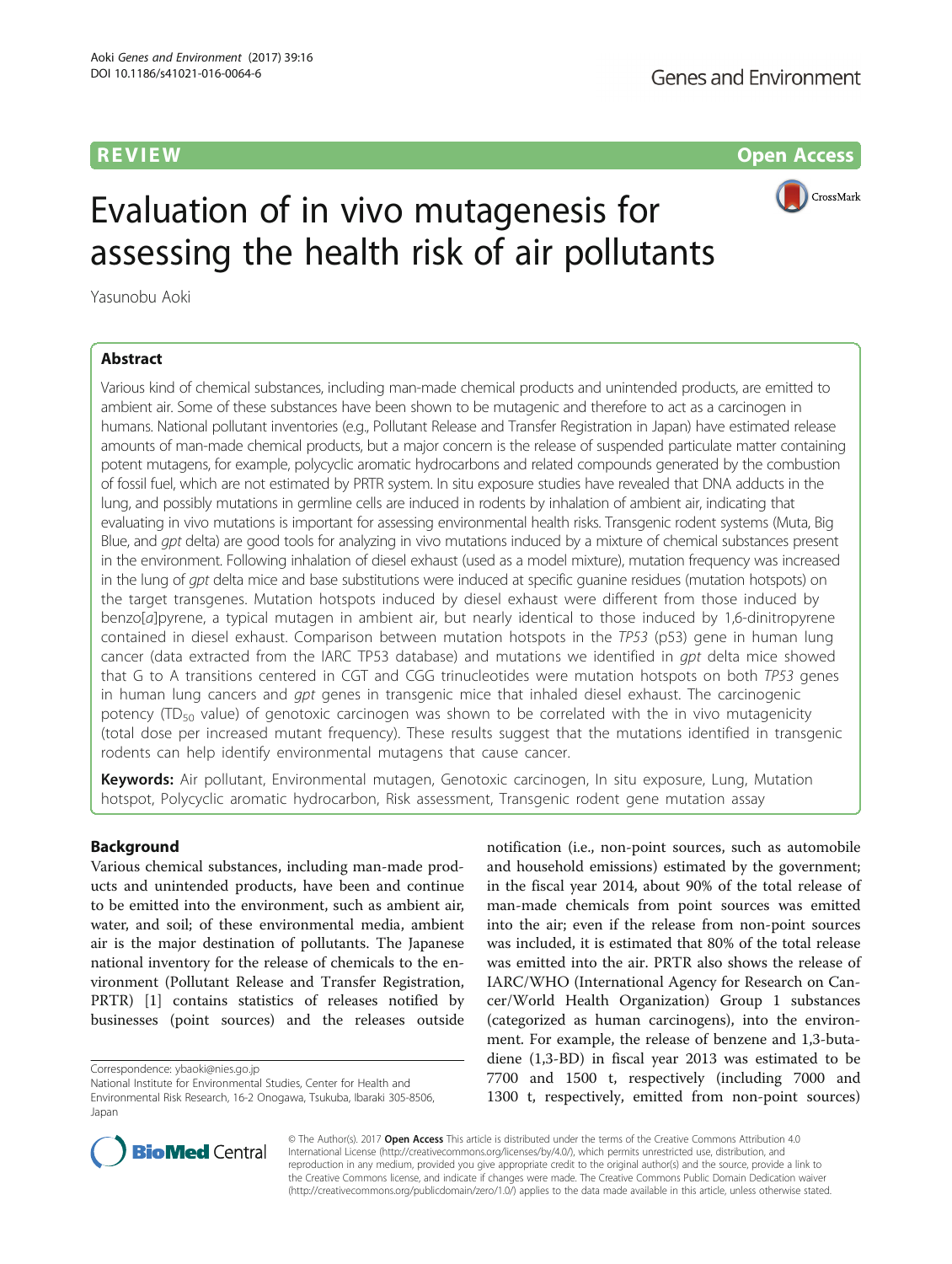REVIEW

Open Access

# Evaluation of in vivo mutagenesis for assessing the health risk of air pollutants

Yasunobu Aoki

## Abstract

Various kind of chemical substances, including man-made chemical products and unintended products, are emitted to ambient air. Some of these substances have been shown to be mutagenic and therefore to act as a carcinogen in humans. National pollutant inventories (e.g., Pollutant Release and Transfer Registration in Japan) have estimated release amounts of man-made chemical products, but a major concern is the release of suspended particulate matter containing potent mutagens, for example, polycyclic aromatic hydrocarbons and related compounds generated by the combustion of fossil fuel, which are not estimated by PRTR system. In situ exposure studies have revealed that DNA adducts in the lung, and possibly mutations in germline cells are induced in rodents by inhalation of ambient air, indicating that evaluating in vivo mutations is important for assessing environmental health risks. Transgenic rodent systems (Muta, Big Blue, and *gpt* delta) are good tools for analyzing in vivo mutations induced by a mixture of chemical substances present in the environment. Following inhalation of diesel exhaust (used as a model mixture), mutation frequency was increased in the lung of *gpt* delta mice and base substitutions were induced at specific guanine residues (mutation hotspots) on the target transgenes. Mutation hotspots induced by diesel exhaust were different from those induced by benzo[*a*]pyrene, a typical mutagen in ambient air, but nearly identical to those induced by 1,6-dinitropyrene contained in diesel exhaust. Comparison between mutation hotspots in the *TP53* (p53) gene in human lung cancer (data extracted from the IARC TP53 database) and mutations we identified in *gpt* delta mice showed that G to A transitions centered in CGT and CGG trinucleotides were mutation hotspots on both *TP53* genes in human lung cancers and *gpt* genes in transgenic mice that inhaled diesel exhaust. The carcinogenic potency ($TD_{50}$ value) of genotoxic carcinogen was shown to be correlated with the in vivo mutagenicity (total dose per increased mutant frequency). These results suggest that the mutations identified in transgenic rodents can help identify environmental mutagens that cause cancer.

**Keywords:** Air pollutant, Environmental mutagen, Genotoxic carcinogen, In situ exposure, Lung, Mutation hotspot, Polycyclic aromatic hydrocarbon, Risk assessment, Transgenic rodent gene mutation assay

## Background

Various chemical substances, including man-made products and unintended products, have been and continue to be emitted into the environment, such as ambient air, water, and soil; of these environmental media, ambient air is the major destination of pollutants. The Japanese national inventory for the release of chemicals to the environment (Pollutant Release and Transfer Registration, PRTR) [1] contains statistics of releases notified by businesses (point sources) and the releases outside notification (i.e., non-point sources, such as automobile and household emissions) estimated by the government; in the fiscal year 2014, about 90% of the total release of man-made chemicals from point sources was emitted into the air; even if the release from non-point sources was included, it is estimated that 80% of the total release was emitted into the air. PRTR also shows the release of IARC/WHO (International Agency for Research on Cancer/World Health Organization) Group 1 substances (categorized as human carcinogens), into the environment. For example, the release of benzene and 1,3-butadiene (1,3-BD) in fiscal year 2013 was estimated to be 7700 and 1500 t, respectively (including 7000 and 1300 t, respectively, emitted from non-point sources)

Correspondence: ybaoki@nies.go.jp
National Institute for Environmental Studies, Center for Health and Environmental Risk Research, 16-2 Onogawa, Tsukuba, Ibaraki 305-8506, Japan

© The Author(s). 2017 **Open Access** This article is distributed under the terms of the Creative Commons Attribution 4.0 International License (http://creativecommons.org/licenses/by/4.0/), which permits unrestricted use, distribution, and reproduction in any medium, provided you give appropriate credit to the original author(s) and the source, provide a link to the Creative Commons license, and indicate if changes were made. The Creative Commons Public Domain Dedication waiver (http://creativecommons.org/publicdomain/zero/1.0/) applies to the data made available in this article, unless otherwise stated.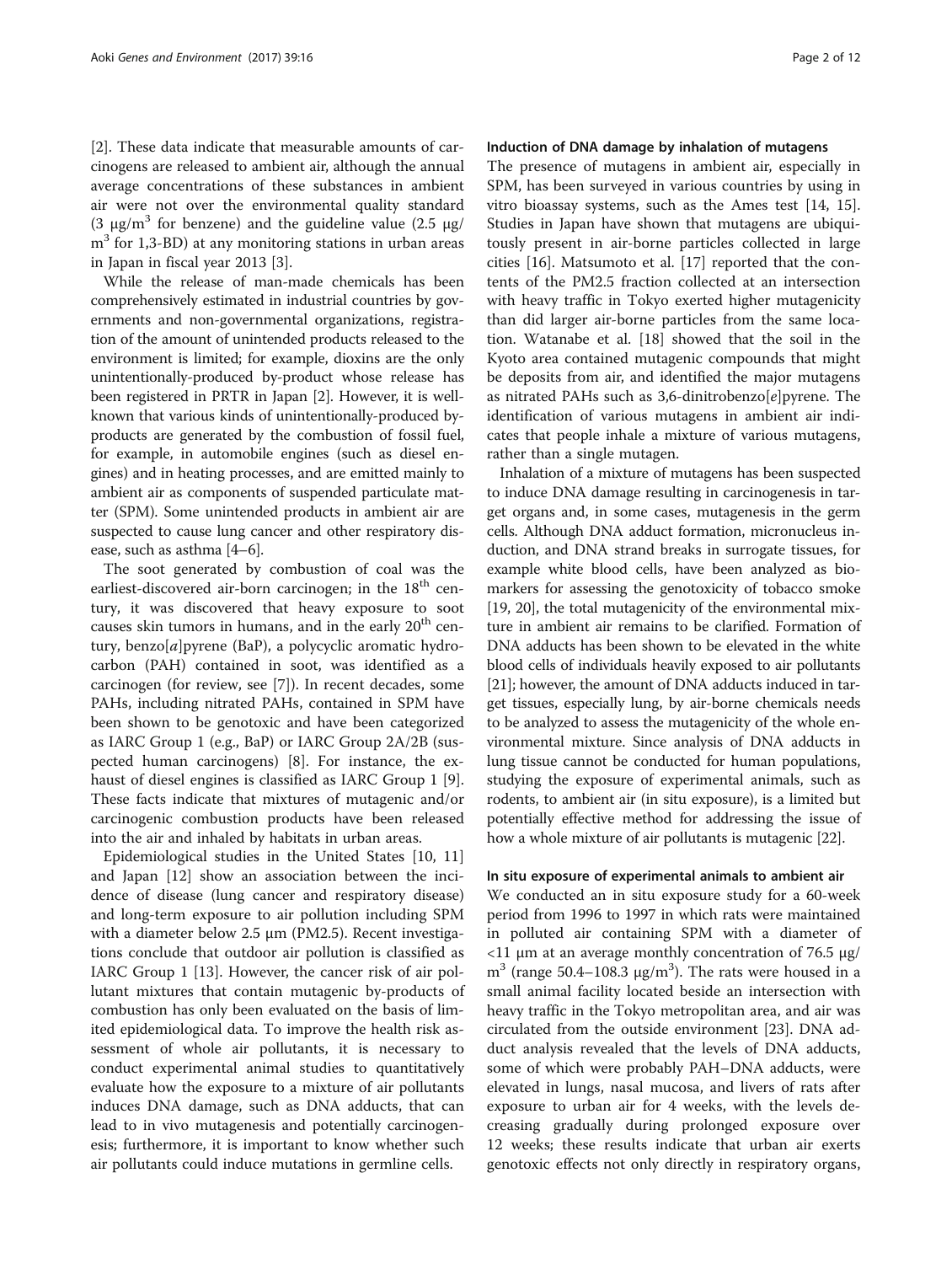[2]. These data indicate that measurable amounts of carcinogens are released to ambient air, although the annual average concentrations of these substances in ambient air were not over the environmental quality standard (3 μg/$m^3$ for benzene) and the guideline value (2.5 μg/$m^3$ for 1,3-BD) at any monitoring stations in urban areas in Japan in fiscal year 2013 [3].

While the release of man-made chemicals has been comprehensively estimated in industrial countries by governments and non-governmental organizations, registration of the amount of unintended products released to the environment is limited; for example, dioxins are the only unintentionally-produced by-product whose release has been registered in PRTR in Japan [2]. However, it is well-known that various kinds of unintentionally-produced by-products are generated by the combustion of fossil fuel, for example, in automobile engines (such as diesel engines) and in heating processes, and are emitted mainly to ambient air as components of suspended particulate matter (SPM). Some unintended products in ambient air are suspected to cause lung cancer and other respiratory disease, such as asthma [4–6].

The soot generated by combustion of coal was the earliest-discovered air-born carcinogen; in the 18th century, it was discovered that heavy exposure to soot causes skin tumors in humans, and in the early 20th century, benzo[*a*]pyrene (BaP), a polycyclic aromatic hydrocarbon (PAH) contained in soot, was identified as a carcinogen (for review, see [7]). In recent decades, some PAHs, including nitrated PAHs, contained in SPM have been shown to be genotoxic and have been categorized as IARC Group 1 (e.g., BaP) or IARC Group 2A/2B (suspected human carcinogens) [8]. For instance, the exhaust of diesel engines is classified as IARC Group 1 [9]. These facts indicate that mixtures of mutagenic and/or carcinogenic combustion products have been released into the air and inhaled by habitats in urban areas.

Epidemiological studies in the United States [10, 11] and Japan [12] show an association between the incidence of disease (lung cancer and respiratory disease) and long-term exposure to air pollution including SPM with a diameter below 2.5 μm (PM2.5). Recent investigations conclude that outdoor air pollution is classified as IARC Group 1 [13]. However, the cancer risk of air pollutant mixtures that contain mutagenic by-products of combustion has only been evaluated on the basis of limited epidemiological data. To improve the health risk assessment of whole air pollutants, it is necessary to conduct experimental animal studies to quantitatively evaluate how the exposure to a mixture of air pollutants induces DNA damage, such as DNA adducts, that can lead to in vivo mutagenesis and potentially carcinogenesis; furthermore, it is important to know whether such air pollutants could induce mutations in germline cells.

#### Induction of DNA damage by inhalation of mutagens

The presence of mutagens in ambient air, especially in SPM, has been surveyed in various countries by using in vitro bioassay systems, such as the Ames test [14, 15]. Studies in Japan have shown that mutagens are ubiquitously present in air-borne particles collected in large cities [16]. Matsumoto et al. [17] reported that the contents of the PM2.5 fraction collected at an intersection with heavy traffic in Tokyo exerted higher mutagenicity than did larger air-borne particles from the same location. Watanabe et al. [18] showed that the soil in the Kyoto area contained mutagenic compounds that might be deposits from air, and identified the major mutagens as nitrated PAHs such as 3,6-dinitrobenzo[*e*]pyrene. The identification of various mutagens in ambient air indicates that people inhale a mixture of various mutagens, rather than a single mutagen.

Inhalation of a mixture of mutagens has been suspected to induce DNA damage resulting in carcinogenesis in target organs and, in some cases, mutagenesis in the germ cells. Although DNA adduct formation, micronucleus induction, and DNA strand breaks in surrogate tissues, for example white blood cells, have been analyzed as biomarkers for assessing the genotoxicity of tobacco smoke [19, 20], the total mutagenicity of the environmental mixture in ambient air remains to be clarified. Formation of DNA adducts has been shown to be elevated in the white blood cells of individuals heavily exposed to air pollutants [21]; however, the amount of DNA adducts induced in target tissues, especially lung, by air-borne chemicals needs to be analyzed to assess the mutagenicity of the whole environmental mixture. Since analysis of DNA adducts in lung tissue cannot be conducted for human populations, studying the exposure of experimental animals, such as rodents, to ambient air (in situ exposure), is a limited but potentially effective method for addressing the issue of how a whole mixture of air pollutants is mutagenic [22].

#### In situ exposure of experimental animals to ambient air

We conducted an in situ exposure study for a 60-week period from 1996 to 1997 in which rats were maintained in polluted air containing SPM with a diameter of <11 μm at an average monthly concentration of 76.5 μg/$m^3$ (range 50.4–108.3 μg/$m^3$). The rats were housed in a small animal facility located beside an intersection with heavy traffic in the Tokyo metropolitan area, and air was circulated from the outside environment [23]. DNA adduct analysis revealed that the levels of DNA adducts, some of which were probably PAH–DNA adducts, were elevated in lungs, nasal mucosa, and livers of rats after exposure to urban air for 4 weeks, with the levels decreasing gradually during prolonged exposure over 12 weeks; these results indicate that urban air exerts genotoxic effects not only directly in respiratory organs,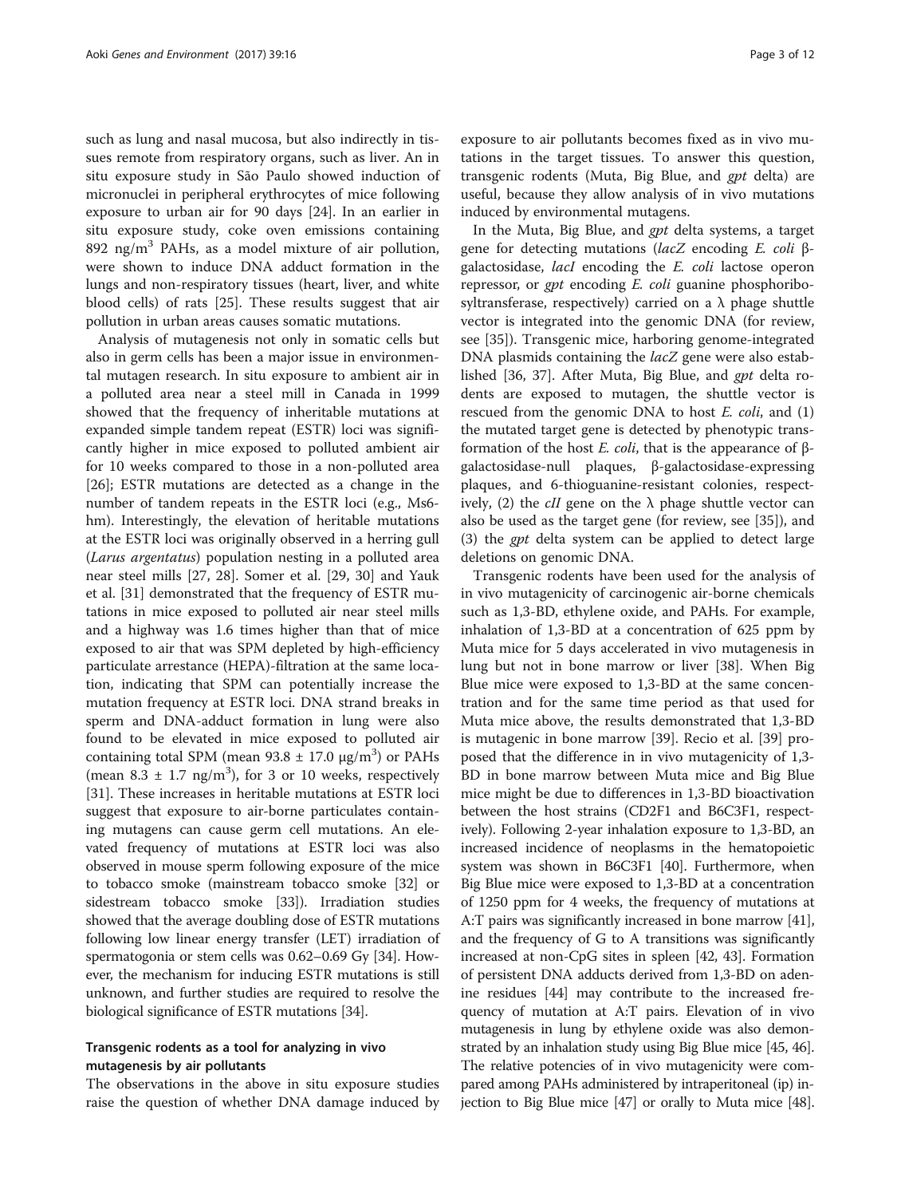such as lung and nasal mucosa, but also indirectly in tissues remote from respiratory organs, such as liver. An in situ exposure study in São Paulo showed induction of micronuclei in peripheral erythrocytes of mice following exposure to urban air for 90 days [24]. In an earlier in situ exposure study, coke oven emissions containing 892 ng/m$^3$ PAHs, as a model mixture of air pollution, were shown to induce DNA adduct formation in the lungs and non-respiratory tissues (heart, liver, and white blood cells) of rats [25]. These results suggest that air pollution in urban areas causes somatic mutations.

Analysis of mutagenesis not only in somatic cells but also in germ cells has been a major issue in environmental mutagen research. In situ exposure to ambient air in a polluted area near a steel mill in Canada in 1999 showed that the frequency of inheritable mutations at expanded simple tandem repeat (ESTR) loci was significantly higher in mice exposed to polluted ambient air for 10 weeks compared to those in a non-polluted area [26]; ESTR mutations are detected as a change in the number of tandem repeats in the ESTR loci (e.g., Ms6-hm). Interestingly, the elevation of heritable mutations at the ESTR loci was originally observed in a herring gull (*Larus argentatus*) population nesting in a polluted area near steel mills [27, 28]. Somer et al. [29, 30] and Yauk et al. [31] demonstrated that the frequency of ESTR mutations in mice exposed to polluted air near steel mills and a highway was 1.6 times higher than that of mice exposed to air that was SPM depleted by high-efficiency particulate arrestance (HEPA)-filtration at the same location, indicating that SPM can potentially increase the mutation frequency at ESTR loci. DNA strand breaks in sperm and DNA-adduct formation in lung were also found to be elevated in mice exposed to polluted air containing total SPM (mean $93.8 \pm 17.0$ μg/m$^3$) or PAHs (mean $8.3 \pm 1.7$ ng/m$^3$), for 3 or 10 weeks, respectively [31]. These increases in heritable mutations at ESTR loci suggest that exposure to air-borne particulates containing mutagens can cause germ cell mutations. An elevated frequency of mutations at ESTR loci was also observed in mouse sperm following exposure of the mice to tobacco smoke (mainstream tobacco smoke [32] or sidestream tobacco smoke [33]). Irradiation studies showed that the average doubling dose of ESTR mutations following low linear energy transfer (LET) irradiation of spermatogonia or stem cells was 0.62–0.69 Gy [34]. However, the mechanism for inducing ESTR mutations is still unknown, and further studies are required to resolve the biological significance of ESTR mutations [34].

## Transgenic rodents as a tool for analyzing in vivo mutagenesis by air pollutants

The observations in the above in situ exposure studies raise the question of whether DNA damage induced by exposure to air pollutants becomes fixed as in vivo mutations in the target tissues. To answer this question, transgenic rodents (Muta, Big Blue, and *gpt* delta) are useful, because they allow analysis of in vivo mutations induced by environmental mutagens.

In the Muta, Big Blue, and *gpt* delta systems, a target gene for detecting mutations (*lacZ* encoding *E. coli* β-galactosidase, *lacI* encoding the *E. coli* lactose operon repressor, or *gpt* encoding *E. coli* guanine phosphoribosyltransferase, respectively) carried on a λ phage shuttle vector is integrated into the genomic DNA (for review, see [35]). Transgenic mice, harboring genome-integrated DNA plasmids containing the *lacZ* gene were also established [36, 37]. After Muta, Big Blue, and *gpt* delta rodents are exposed to mutagen, the shuttle vector is rescued from the genomic DNA to host *E. coli*, and (1) the mutated target gene is detected by phenotypic transformation of the host *E. coli*, that is the appearance of β-galactosidase-null plaques, β-galactosidase-expressing plaques, and 6-thioguanine-resistant colonies, respectively, (2) the *cII* gene on the λ phage shuttle vector can also be used as the target gene (for review, see [35]), and (3) the *gpt* delta system can be applied to detect large deletions on genomic DNA.

Transgenic rodents have been used for the analysis of in vivo mutagenicity of carcinogenic air-borne chemicals such as 1,3-BD, ethylene oxide, and PAHs. For example, inhalation of 1,3-BD at a concentration of 625 ppm by Muta mice for 5 days accelerated in vivo mutagenesis in lung but not in bone marrow or liver [38]. When Big Blue mice were exposed to 1,3-BD at the same concentration and for the same time period as that used for Muta mice above, the results demonstrated that 1,3-BD is mutagenic in bone marrow [39]. Recio et al. [39] proposed that the difference in in vivo mutagenicity of 1,3-BD in bone marrow between Muta mice and Big Blue mice might be due to differences in 1,3-BD bioactivation between the host strains (CD2F1 and B6C3F1, respectively). Following 2-year inhalation exposure to 1,3-BD, an increased incidence of neoplasms in the hematopoietic system was shown in B6C3F1 [40]. Furthermore, when Big Blue mice were exposed to 1,3-BD at a concentration of 1250 ppm for 4 weeks, the frequency of mutations at A:T pairs was significantly increased in bone marrow [41], and the frequency of G to A transitions was significantly increased at non-CpG sites in spleen [42, 43]. Formation of persistent DNA adducts derived from 1,3-BD on adenine residues [44] may contribute to the increased frequency of mutation at A:T pairs. Elevation of in vivo mutagenesis in lung by ethylene oxide was also demonstrated by an inhalation study using Big Blue mice [45, 46]. The relative potencies of in vivo mutagenicity were compared among PAHs administered by intraperitoneal (ip) injection to Big Blue mice [47] or orally to Muta mice [48].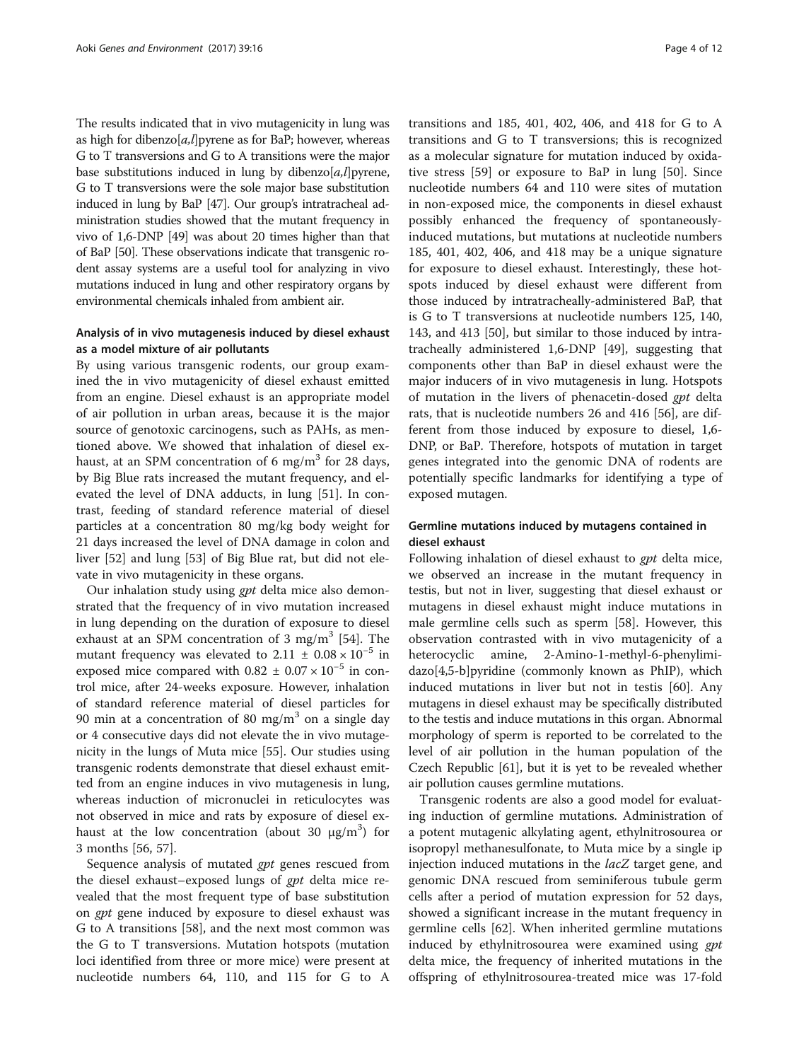The results indicated that in vivo mutagenicity in lung was as high for dibenzo[*a,l*]pyrene as for BaP; however, whereas G to T transversions and G to A transitions were the major base substitutions induced in lung by dibenzo[*a,l*]pyrene, G to T transversions were the sole major base substitution induced in lung by BaP [47]. Our group's intratracheal administration studies showed that the mutant frequency in vivo of 1,6-DNP [49] was about 20 times higher than that of BaP [50]. These observations indicate that transgenic rodent assay systems are a useful tool for analyzing in vivo mutations induced in lung and other respiratory organs by environmental chemicals inhaled from ambient air.

### Analysis of in vivo mutagenesis induced by diesel exhaust as a model mixture of air pollutants

By using various transgenic rodents, our group examined the in vivo mutagenicity of diesel exhaust emitted from an engine. Diesel exhaust is an appropriate model of air pollution in urban areas, because it is the major source of genotoxic carcinogens, such as PAHs, as mentioned above. We showed that inhalation of diesel exhaust, at an SPM concentration of 6 mg/m$^3$ for 28 days, by Big Blue rats increased the mutant frequency, and elevated the level of DNA adducts, in lung [51]. In contrast, feeding of standard reference material of diesel particles at a concentration 80 mg/kg body weight for 21 days increased the level of DNA damage in colon and liver [52] and lung [53] of Big Blue rat, but did not elevate in vivo mutagenicity in these organs.

Our inhalation study using *gpt* delta mice also demonstrated that the frequency of in vivo mutation increased in lung depending on the duration of exposure to diesel exhaust at an SPM concentration of 3 mg/m$^3$ [54]. The mutant frequency was elevated to $2.11 \pm 0.08 \times 10^{-5}$ in exposed mice compared with $0.82 \pm 0.07 \times 10^{-5}$ in control mice, after 24-weeks exposure. However, inhalation of standard reference material of diesel particles for 90 min at a concentration of 80 mg/m$^3$ on a single day or 4 consecutive days did not elevate the in vivo mutagenicity in the lungs of Muta mice [55]. Our studies using transgenic rodents demonstrate that diesel exhaust emitted from an engine induces in vivo mutagenesis in lung, whereas induction of micronuclei in reticulocytes was not observed in mice and rats by exposure of diesel exhaust at the low concentration (about 30 μg/m$^3$) for 3 months [56, 57].

Sequence analysis of mutated *gpt* genes rescued from the diesel exhaust–exposed lungs of *gpt* delta mice revealed that the most frequent type of base substitution on *gpt* gene induced by exposure to diesel exhaust was G to A transitions [58], and the next most common was the G to T transversions. Mutation hotspots (mutation loci identified from three or more mice) were present at nucleotide numbers 64, 110, and 115 for G to A transitions and 185, 401, 402, 406, and 418 for G to A transitions and G to T transversions; this is recognized as a molecular signature for mutation induced by oxidative stress [59] or exposure to BaP in lung [50]. Since nucleotide numbers 64 and 110 were sites of mutation in non-exposed mice, the components in diesel exhaust possibly enhanced the frequency of spontaneously-induced mutations, but mutations at nucleotide numbers 185, 401, 402, 406, and 418 may be a unique signature for exposure to diesel exhaust. Interestingly, these hotspots induced by diesel exhaust were different from those induced by intratracheally-administered BaP, that is G to T transversions at nucleotide numbers 125, 140, 143, and 413 [50], but similar to those induced by intratracheally administered 1,6-DNP [49], suggesting that components other than BaP in diesel exhaust were the major inducers of in vivo mutagenesis in lung. Hotspots of mutation in the livers of phenacetin-dosed *gpt* delta rats, that is nucleotide numbers 26 and 416 [56], are different from those induced by exposure to diesel, 1,6-DNP, or BaP. Therefore, hotspots of mutation in target genes integrated into the genomic DNA of rodents are potentially specific landmarks for identifying a type of exposed mutagen.

### Germline mutations induced by mutagens contained in diesel exhaust

Following inhalation of diesel exhaust to *gpt* delta mice, we observed an increase in the mutant frequency in testis, but not in liver, suggesting that diesel exhaust or mutagens in diesel exhaust might induce mutations in male germline cells such as sperm [58]. However, this observation contrasted with in vivo mutagenicity of a heterocyclic amine, 2-Amino-1-methyl-6-phenylimidazo[4,5-b]pyridine (commonly known as PhIP), which induced mutations in liver but not in testis [60]. Any mutagens in diesel exhaust may be specifically distributed to the testis and induce mutations in this organ. Abnormal morphology of sperm is reported to be correlated to the level of air pollution in the human population of the Czech Republic [61], but it is yet to be revealed whether air pollution causes germline mutations.

Transgenic rodents are also a good model for evaluating induction of germline mutations. Administration of a potent mutagenic alkylating agent, ethylnitrosourea or isopropyl methanesulfonate, to Muta mice by a single ip injection induced mutations in the *lacZ* target gene, and genomic DNA rescued from seminiferous tubule germ cells after a period of mutation expression for 52 days, showed a significant increase in the mutant frequency in germline cells [62]. When inherited germline mutations induced by ethylnitrosourea were examined using *gpt* delta mice, the frequency of inherited mutations in the offspring of ethylnitrosourea-treated mice was 17-fold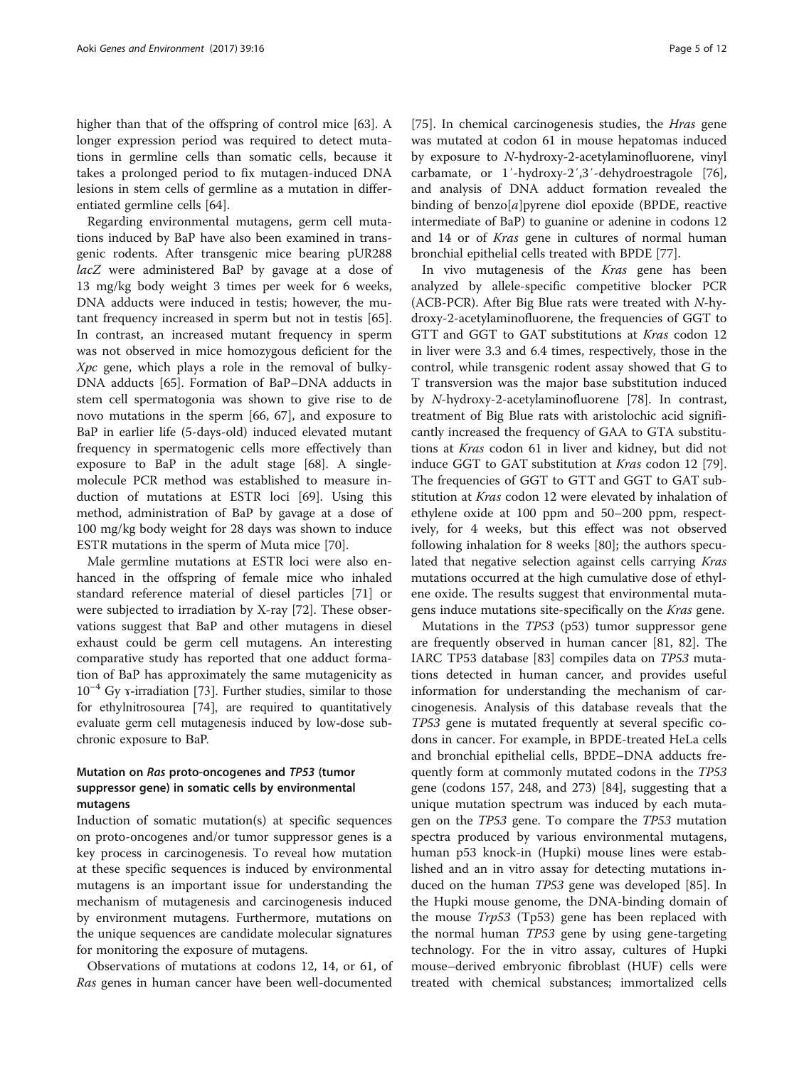higher than that of the offspring of control mice [63]. A longer expression period was required to detect mutations in germline cells than somatic cells, because it takes a prolonged period to fix mutagen-induced DNA lesions in stem cells of germline as a mutation in differentiated germline cells [64].

Regarding environmental mutagens, germ cell mutations induced by BaP have also been examined in transgenic rodents. After transgenic mice bearing pUR288 *lacZ* were administered BaP by gavage at a dose of 13 mg/kg body weight 3 times per week for 6 weeks, DNA adducts were induced in testis; however, the mutant frequency increased in sperm but not in testis [65]. In contrast, an increased mutant frequency in sperm was not observed in mice homozygous deficient for the *Xpc* gene, which plays a role in the removal of bulky-DNA adducts [65]. Formation of BaP–DNA adducts in stem cell spermatogonia was shown to give rise to de novo mutations in the sperm [66, 67], and exposure to BaP in earlier life (5-days-old) induced elevated mutant frequency in spermatogenic cells more effectively than exposure to BaP in the adult stage [68]. A single-molecule PCR method was established to measure induction of mutations at ESTR loci [69]. Using this method, administration of BaP by gavage at a dose of 100 mg/kg body weight for 28 days was shown to induce ESTR mutations in the sperm of Muta mice [70].

Male germline mutations at ESTR loci were also enhanced in the offspring of female mice who inhaled standard reference material of diesel particles [71] or were subjected to irradiation by X-ray [72]. These observations suggest that BaP and other mutagens in diesel exhaust could be germ cell mutagens. An interesting comparative study has reported that one adduct formation of BaP has approximately the same mutagenicity as $10^{-4}$ Gy γ-irradiation [73]. Further studies, similar to those for ethylnitrosourea [74], are required to quantitatively evaluate germ cell mutagenesis induced by low-dose subchronic exposure to BaP.

## Mutation on *Ras* proto-oncogenes and *TP53* (tumor suppressor gene) in somatic cells by environmental mutagens

Induction of somatic mutation(s) at specific sequences on proto-oncogenes and/or tumor suppressor genes is a key process in carcinogenesis. To reveal how mutation at these specific sequences is induced by environmental mutagens is an important issue for understanding the mechanism of mutagenesis and carcinogenesis induced by environment mutagens. Furthermore, mutations on the unique sequences are candidate molecular signatures for monitoring the exposure of mutagens.

Observations of mutations at codons 12, 14, or 61, of *Ras* genes in human cancer have been well-documented [75]. In chemical carcinogenesis studies, the *Hras* gene was mutated at codon 61 in mouse hepatomas induced by exposure to *N*-hydroxy-2-acetylaminofluorene, vinyl carbamate, or 1′-hydroxy-2′,3′-dehydroestragole [76], and analysis of DNA adduct formation revealed the binding of benzo[*a*]pyrene diol epoxide (BPDE, reactive intermediate of BaP) to guanine or adenine in codons 12 and 14 or of *Kras* gene in cultures of normal human bronchial epithelial cells treated with BPDE [77].

In vivo mutagenesis of the *Kras* gene has been analyzed by allele-specific competitive blocker PCR (ACB-PCR). After Big Blue rats were treated with *N*-hydroxy-2-acetylaminofluorene, the frequencies of GGT to GTT and GGT to GAT substitutions at *Kras* codon 12 in liver were 3.3 and 6.4 times, respectively, those in the control, while transgenic rodent assay showed that G to T transversion was the major base substitution induced by *N*-hydroxy-2-acetylaminofluorene [78]. In contrast, treatment of Big Blue rats with aristolochic acid significantly increased the frequency of GAA to GTA substitutions at *Kras* codon 61 in liver and kidney, but did not induce GGT to GAT substitution at *Kras* codon 12 [79]. The frequencies of GGT to GTT and GGT to GAT substitution at *Kras* codon 12 were elevated by inhalation of ethylene oxide at 100 ppm and 50–200 ppm, respectively, for 4 weeks, but this effect was not observed following inhalation for 8 weeks [80]; the authors speculated that negative selection against cells carrying *Kras* mutations occurred at the high cumulative dose of ethylene oxide. The results suggest that environmental mutagens induce mutations site-specifically on the *Kras* gene.

Mutations in the *TP53* (p53) tumor suppressor gene are frequently observed in human cancer [81, 82]. The IARC TP53 database [83] compiles data on *TP53* mutations detected in human cancer, and provides useful information for understanding the mechanism of carcinogenesis. Analysis of this database reveals that the *TP53* gene is mutated frequently at several specific codons in cancer. For example, in BPDE-treated HeLa cells and bronchial epithelial cells, BPDE–DNA adducts frequently form at commonly mutated codons in the *TP53* gene (codons 157, 248, and 273) [84], suggesting that a unique mutation spectrum was induced by each mutagen on the *TP53* gene. To compare the *TP53* mutation spectra produced by various environmental mutagens, human p53 knock-in (Hupki) mouse lines were established and an in vitro assay for detecting mutations induced on the human *TP53* gene was developed [85]. In the Hupki mouse genome, the DNA-binding domain of the mouse *Trp53* (Tp53) gene has been replaced with the normal human *TP53* gene by using gene-targeting technology. For the in vitro assay, cultures of Hupki mouse–derived embryonic fibroblast (HUF) cells were treated with chemical substances; immortalized cells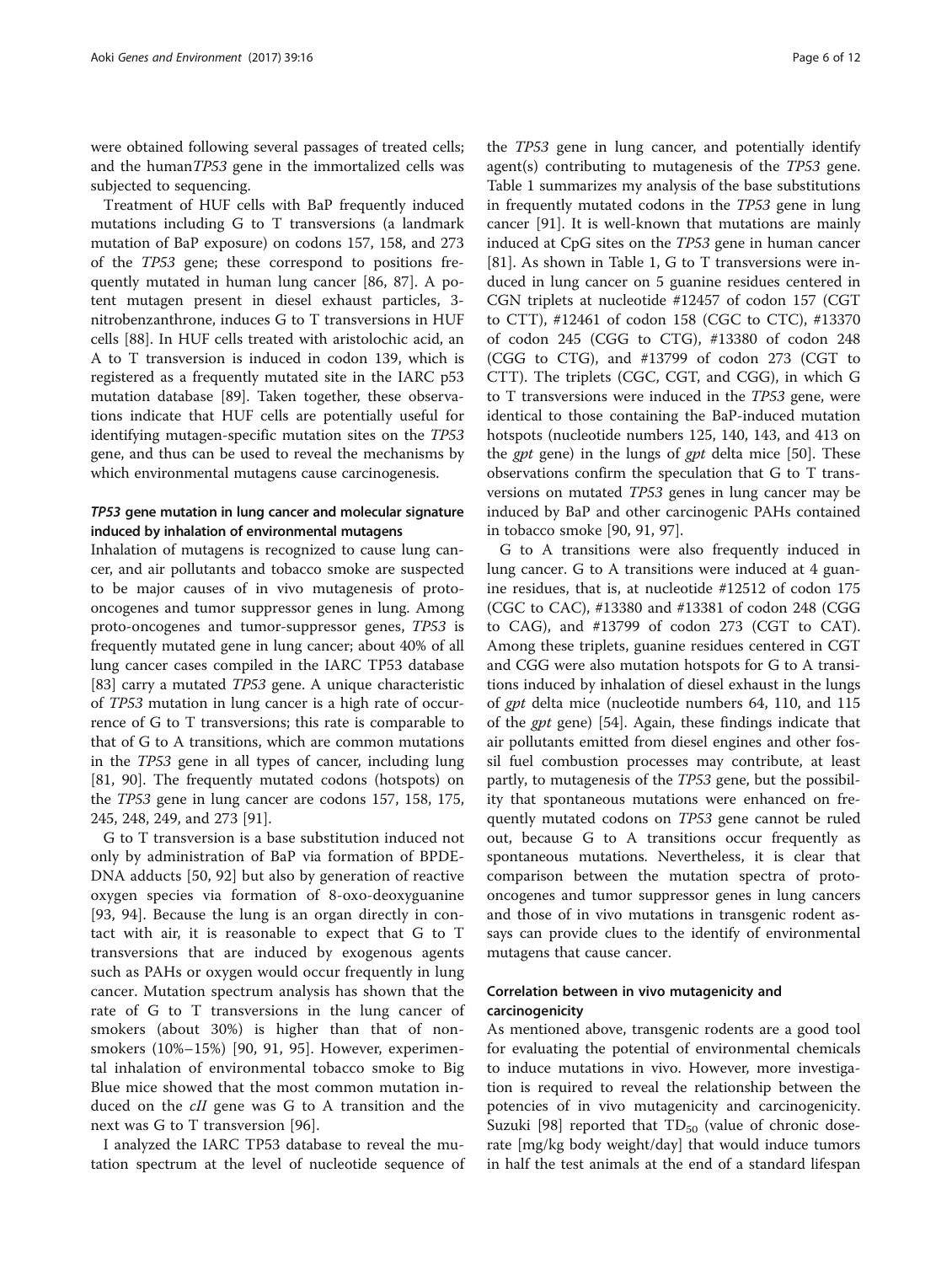were obtained following several passages of treated cells; and the human*TP53* gene in the immortalized cells was subjected to sequencing.

Treatment of HUF cells with BaP frequently induced mutations including G to T transversions (a landmark mutation of BaP exposure) on codons 157, 158, and 273 of the *TP53* gene; these correspond to positions frequently mutated in human lung cancer [86, 87]. A potent mutagen present in diesel exhaust particles, 3-nitrobenzanthrone, induces G to T transversions in HUF cells [88]. In HUF cells treated with aristolochic acid, an A to T transversion is induced in codon 139, which is registered as a frequently mutated site in the IARC p53 mutation database [89]. Taken together, these observations indicate that HUF cells are potentially useful for identifying mutagen-specific mutation sites on the *TP53* gene, and thus can be used to reveal the mechanisms by which environmental mutagens cause carcinogenesis.

### *TP53* gene mutation in lung cancer and molecular signature induced by inhalation of environmental mutagens

Inhalation of mutagens is recognized to cause lung cancer, and air pollutants and tobacco smoke are suspected to be major causes of in vivo mutagenesis of proto-oncogenes and tumor suppressor genes in lung. Among proto-oncogenes and tumor-suppressor genes, *TP53* is frequently mutated gene in lung cancer; about 40% of all lung cancer cases compiled in the IARC TP53 database [83] carry a mutated *TP53* gene. A unique characteristic of *TP53* mutation in lung cancer is a high rate of occurrence of G to T transversions; this rate is comparable to that of G to A transitions, which are common mutations in the *TP53* gene in all types of cancer, including lung [81, 90]. The frequently mutated codons (hotspots) on the *TP53* gene in lung cancer are codons 157, 158, 175, 245, 248, 249, and 273 [91].

G to T transversion is a base substitution induced not only by administration of BaP via formation of BPDE-DNA adducts [50, 92] but also by generation of reactive oxygen species via formation of 8-oxo-deoxyguanine [93, 94]. Because the lung is an organ directly in contact with air, it is reasonable to expect that G to T transversions that are induced by exogenous agents such as PAHs or oxygen would occur frequently in lung cancer. Mutation spectrum analysis has shown that the rate of G to T transversions in the lung cancer of smokers (about 30%) is higher than that of non-smokers (10%–15%) [90, 91, 95]. However, experimental inhalation of environmental tobacco smoke to Big Blue mice showed that the most common mutation induced on the *cII* gene was G to A transition and the next was G to T transversion [96].

I analyzed the IARC TP53 database to reveal the mutation spectrum at the level of nucleotide sequence of the *TP53* gene in lung cancer, and potentially identify agent(s) contributing to mutagenesis of the *TP53* gene. Table 1 summarizes my analysis of the base substitutions in frequently mutated codons in the *TP53* gene in lung cancer [91]. It is well-known that mutations are mainly induced at CpG sites on the *TP53* gene in human cancer [81]. As shown in Table 1, G to T transversions were induced in lung cancer on 5 guanine residues centered in CGN triplets at nucleotide #12457 of codon 157 (CGT to CTT), #12461 of codon 158 (CGC to CTC), #13370 of codon 245 (CGG to CTG), #13380 of codon 248 (CGG to CTG), and #13799 of codon 273 (CGT to CTT). The triplets (CGC, CGT, and CGG), in which G to T transversions were induced in the *TP53* gene, were identical to those containing the BaP-induced mutation hotspots (nucleotide numbers 125, 140, 143, and 413 on the *gpt* gene) in the lungs of *gpt* delta mice [50]. These observations confirm the speculation that G to T transversions on mutated *TP53* genes in lung cancer may be induced by BaP and other carcinogenic PAHs contained in tobacco smoke [90, 91, 97].

G to A transitions were also frequently induced in lung cancer. G to A transitions were induced at 4 guanine residues, that is, at nucleotide #12512 of codon 175 (CGC to CAC), #13380 and #13381 of codon 248 (CGG to CAG), and #13799 of codon 273 (CGT to CAT). Among these triplets, guanine residues centered in CGT and CGG were also mutation hotspots for G to A transitions induced by inhalation of diesel exhaust in the lungs of *gpt* delta mice (nucleotide numbers 64, 110, and 115 of the *gpt* gene) [54]. Again, these findings indicate that air pollutants emitted from diesel engines and other fossil fuel combustion processes may contribute, at least partly, to mutagenesis of the *TP53* gene, but the possibility that spontaneous mutations were enhanced on frequently mutated codons on *TP53* gene cannot be ruled out, because G to A transitions occur frequently as spontaneous mutations. Nevertheless, it is clear that comparison between the mutation spectra of proto-oncogenes and tumor suppressor genes in lung cancers and those of in vivo mutations in transgenic rodent assays can provide clues to the identify of environmental mutagens that cause cancer.

### Correlation between in vivo mutagenicity and carcinogenicity

As mentioned above, transgenic rodents are a good tool for evaluating the potential of environmental chemicals to induce mutations in vivo. However, more investigation is required to reveal the relationship between the potencies of in vivo mutagenicity and carcinogenicity. Suzuki [98] reported that $TD_{50}$ (value of chronic dose-rate [mg/kg body weight/day] that would induce tumors in half the test animals at the end of a standard lifespan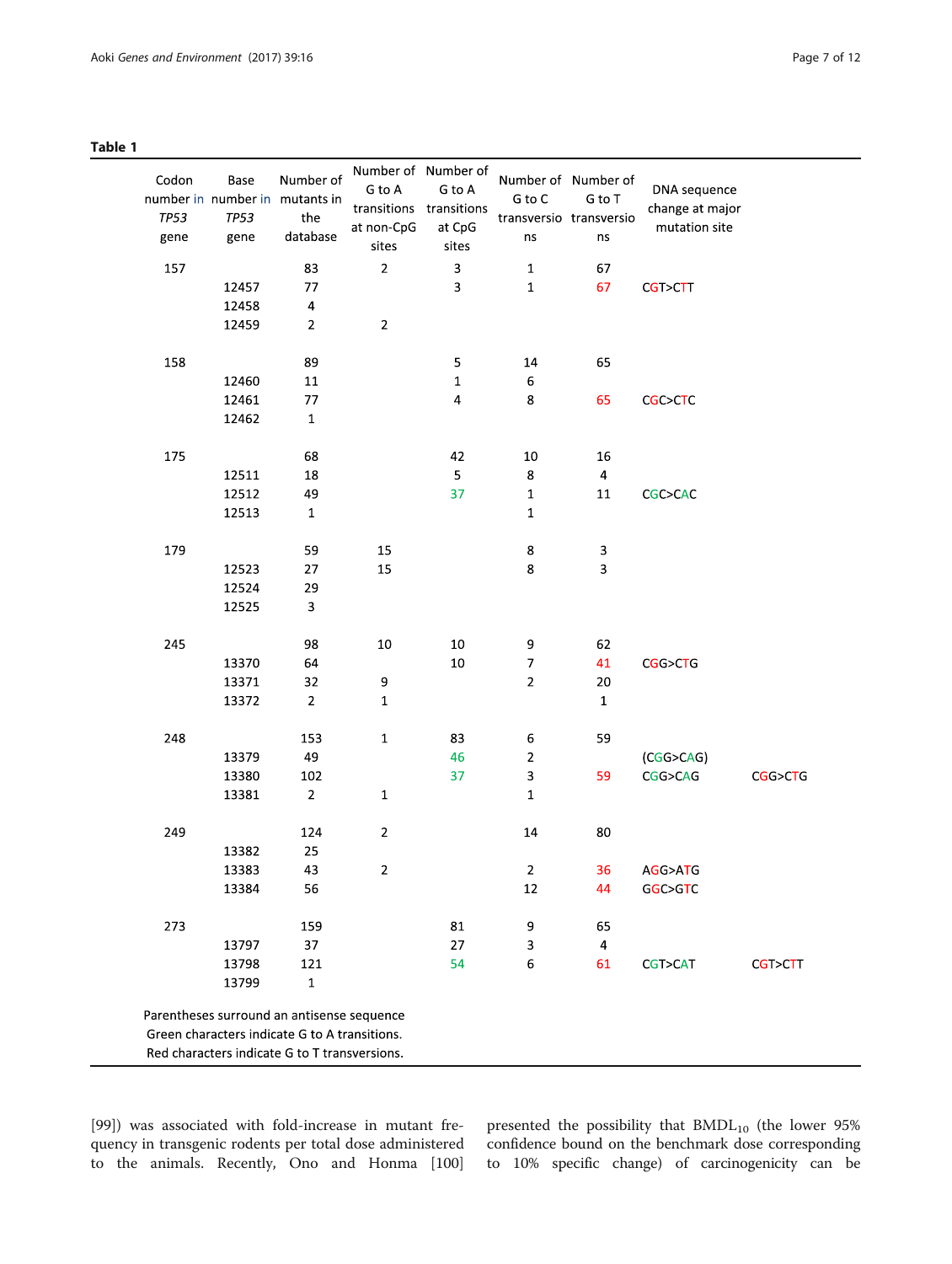**Table 1**

| Codon number in *TP53* gene | Base number in *TP53* gene | Number of mutants in the database | Number of G to A transitions at non-CpG sites | Number of G to A transitions at CpG sites | Number of G to C transversions | Number of G to T transversions | DNA sequence change at major mutation site | |
|---|---|---|---|---|---|---|---|---|
| 157 | | 83 | 2 | 3 | 1 | 67 | | |
| | 12457 | 77 | | 3 | 1 | 67 | CGT>CTT | |
| | 12458 | 4 | | | | | | |
| | 12459 | 2 | 2 | | | | | |
| 158 | | 89 | | 5 | 14 | 65 | | |
| | 12460 | 11 | | 1 | 6 | | | |
| | 12461 | 77 | | 4 | 8 | 65 | CGC>CTC | |
| | 12462 | 1 | | | | | | |
| 175 | | 68 | | 42 | 10 | 16 | | |
| | 12511 | 18 | | 5 | 8 | 4 | | |
| | 12512 | 49 | | 37 | 1 | 11 | CGC>CAC | |
| | 12513 | 1 | | | 1 | | | |
| 179 | | 59 | 15 | | 8 | 3 | | |
| | 12523 | 27 | 15 | | 8 | 3 | | |
| | 12524 | 29 | | | | | | |
| | 12525 | 3 | | | | | | |
| 245 | | 98 | 10 | 10 | 9 | 62 | | |
| | 13370 | 64 | | 10 | 7 | 41 | CGG>CTG | |
| | 13371 | 32 | 9 | | 2 | 20 | | |
| | 13372 | 2 | 1 | | | 1 | | |
| 248 | | 153 | 1 | 83 | 6 | 59 | | |
| | 13379 | 49 | | 46 | 2 | | (CGG>CAG) | |
| | 13380 | 102 | | 37 | 3 | 59 | CGG>CAG | CGG>CTG |
| | 13381 | 2 | 1 | | 1 | | | |
| 249 | | 124 | 2 | | 14 | 80 | | |
| | 13382 | 25 | | | | | | |
| | 13383 | 43 | 2 | | 2 | 36 | AGG>ATG | |
| | 13384 | 56 | | | 12 | 44 | GGC>GTC | |
| 273 | | 159 | | 81 | 9 | 65 | | |
| | 13797 | 37 | | 27 | 3 | 4 | | |
| | 13798 | 121 | | 54 | 6 | 61 | CGT>CAT | CGT>CTT |
| | 13799 | 1 | | | | | | |

Parentheses surround an antisense sequence
Green characters indicate G to A transitions.
Red characters indicate G to T transversions.

[99]) was associated with fold-increase in mutant frequency in transgenic rodents per total dose administered to the animals. Recently, Ono and Honma [100] presented the possibility that $BMDL_{10}$ (the lower 95% confidence bound on the benchmark dose corresponding to 10% specific change) of carcinogenicity can be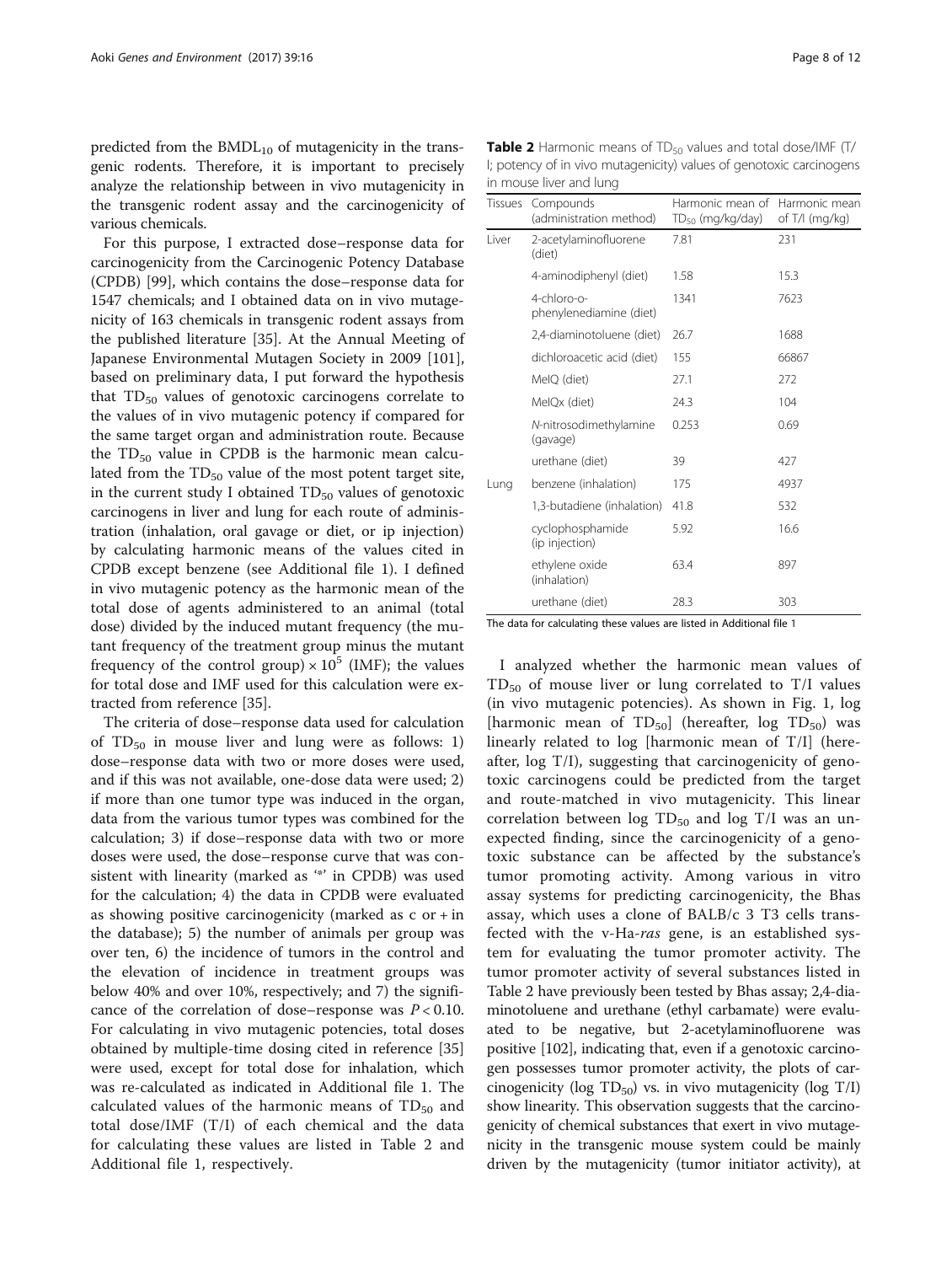predicted from the $BMDL_{10}$ of mutagenicity in the transgenic rodents. Therefore, it is important to precisely analyze the relationship between in vivo mutagenicity in the transgenic rodent assay and the carcinogenicity of various chemicals.

For this purpose, I extracted dose–response data for carcinogenicity from the Carcinogenic Potency Database (CPDB) [99], which contains the dose–response data for 1547 chemicals; and I obtained data on in vivo mutagenicity of 163 chemicals in transgenic rodent assays from the published literature [35]. At the Annual Meeting of Japanese Environmental Mutagen Society in 2009 [101], based on preliminary data, I put forward the hypothesis that $TD_{50}$ values of genotoxic carcinogens correlate to the values of in vivo mutagenic potency if compared for the same target organ and administration route. Because the $TD_{50}$ value in CPDB is the harmonic mean calculated from the $TD_{50}$ value of the most potent target site, in the current study I obtained $TD_{50}$ values of genotoxic carcinogens in liver and lung for each route of administration (inhalation, oral gavage or diet, or ip injection) by calculating harmonic means of the values cited in CPDB except benzene (see Additional file 1). I defined in vivo mutagenic potency as the harmonic mean of the total dose of agents administered to an animal (total dose) divided by the induced mutant frequency (the mutant frequency of the treatment group minus the mutant frequency of the control group) $\times 10^5$ (IMF); the values for total dose and IMF used for this calculation were extracted from reference [35].

The criteria of dose–response data used for calculation of $TD_{50}$ in mouse liver and lung were as follows: 1) dose–response data with two or more doses were used, and if this was not available, one-dose data were used; 2) if more than one tumor type was induced in the organ, data from the various tumor types was combined for the calculation; 3) if dose–response data with two or more doses were used, the dose–response curve that was consistent with linearity (marked as '*' in CPDB) was used for the calculation; 4) the data in CPDB were evaluated as showing positive carcinogenicity (marked as c or + in the database); 5) the number of animals per group was over ten, 6) the incidence of tumors in the control and the elevation of incidence in treatment groups was below 40% and over 10%, respectively; and 7) the significance of the correlation of dose–response was $P < 0.10$. For calculating in vivo mutagenic potencies, total doses obtained by multiple-time dosing cited in reference [35] were used, except for total dose for inhalation, which was re-calculated as indicated in Additional file 1. The calculated values of the harmonic means of $TD_{50}$ and total dose/IMF (T/I) of each chemical and the data for calculating these values are listed in Table 2 and Additional file 1, respectively.

**Table 2** Harmonic means of $TD_{50}$ values and total dose/IMF (T/I; potency of in vivo mutagenicity) values of genotoxic carcinogens in mouse liver and lung

| Tissues | Compounds (administration method) | Harmonic mean of $TD_{50}$ (mg/kg/day) | Harmonic mean of T/I (mg/kg) |
| --- | --- | --- | --- |
| Liver | 2-acetylaminofluorene (diet) | 7.81 | 231 |
| | 4-aminodiphenyl (diet) | 1.58 | 15.3 |
| | 4-chloro-o-phenylenediamine (diet) | 1341 | 7623 |
| | 2,4-diaminotoluene (diet) | 26.7 | 1688 |
| | dichloroacetic acid (diet) | 155 | 66867 |
| | MeIQ (diet) | 27.1 | 272 |
| | MeIQx (diet) | 24.3 | 104 |
| | *N*-nitrosodimethylamine (gavage) | 0.253 | 0.69 |
| | urethane (diet) | 39 | 427 |
| Lung | benzene (inhalation) | 175 | 4937 |
| | 1,3-butadiene (inhalation) | 41.8 | 532 |
| | cyclophosphamide (ip injection) | 5.92 | 16.6 |
| | ethylene oxide (inhalation) | 63.4 | 897 |
| | urethane (diet) | 28.3 | 303 |

The data for calculating these values are listed in Additional file 1

I analyzed whether the harmonic mean values of $TD_{50}$ of mouse liver or lung correlated to T/I values (in vivo mutagenic potencies). As shown in Fig. 1, log [harmonic mean of $TD_{50}$] (hereafter, log $TD_{50}$) was linearly related to log [harmonic mean of T/I] (hereafter, log T/I), suggesting that carcinogenicity of genotoxic carcinogens could be predicted from the target and route-matched in vivo mutagenicity. This linear correlation between log $TD_{50}$ and log T/I was an unexpected finding, since the carcinogenicity of a genotoxic substance can be affected by the substance's tumor promoting activity. Among various in vitro assay systems for predicting carcinogenicity, the Bhas assay, which uses a clone of BALB/c 3 T3 cells transfected with the v-Ha-*ras* gene, is an established system for evaluating the tumor promoter activity. The tumor promoter activity of several substances listed in Table 2 have previously been tested by Bhas assay; 2,4-diaminotoluene and urethane (ethyl carbamate) were evaluated to be negative, but 2-acetylaminofluorene was positive [102], indicating that, even if a genotoxic carcinogen possesses tumor promoter activity, the plots of carcinogenicity (log $TD_{50}$) vs. in vivo mutagenicity (log T/I) show linearity. This observation suggests that the carcinogenicity of chemical substances that exert in vivo mutagenicity in the transgenic mouse system could be mainly driven by the mutagenicity (tumor initiator activity), at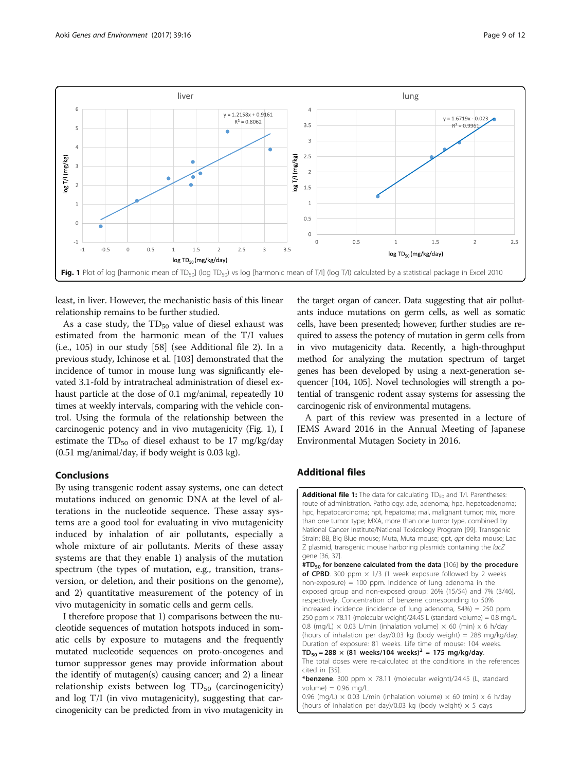Fig. 1 Plot of log [harmonic mean of $TD_{50}$] (log $TD_{50}$) vs log [harmonic mean of T/I] (log T/I) calculated by a statistical package in Excel 2010

least, in liver. However, the mechanistic basis of this linear relationship remains to be further studied.

As a case study, the $TD_{50}$ value of diesel exhaust was estimated from the harmonic mean of the T/I values (i.e., 105) in our study [58] (see Additional file 2). In a previous study, Ichinose et al. [103] demonstrated that the incidence of tumor in mouse lung was significantly elevated 3.1-fold by intratracheal administration of diesel exhaust particle at the dose of 0.1 mg/animal, repeatedly 10 times at weekly intervals, comparing with the vehicle control. Using the formula of the relationship between the carcinogenic potency and in vivo mutagenicity (Fig. 1), I estimate the $TD_{50}$ of diesel exhaust to be 17 mg/kg/day (0.51 mg/animal/day, if body weight is 0.03 kg).

## Conclusions

By using transgenic rodent assay systems, one can detect mutations induced on genomic DNA at the level of alterations in the nucleotide sequence. These assay systems are a good tool for evaluating in vivo mutagenicity induced by inhalation of air pollutants, especially a whole mixture of air pollutants. Merits of these assay systems are that they enable 1) analysis of the mutation spectrum (the types of mutation, e.g., transition, transversion, or deletion, and their positions on the genome), and 2) quantitative measurement of the potency of in vivo mutagenicity in somatic cells and germ cells.

I therefore propose that 1) comparisons between the nucleotide sequences of mutation hotspots induced in somatic cells by exposure to mutagens and the frequently mutated nucleotide sequences on proto-oncogenes and tumor suppressor genes may provide information about the identify of mutagen(s) causing cancer; and 2) a linear relationship exists between log $TD_{50}$ (carcinogenicity) and log T/I (in vivo mutagenicity), suggesting that carcinogenicity can be predicted from in vivo mutagenicity in the target organ of cancer. Data suggesting that air pollutants induce mutations on germ cells, as well as somatic cells, have been presented; however, further studies are required to assess the potency of mutation in germ cells from in vivo mutagenicity data. Recently, a high-throughput method for analyzing the mutation spectrum of target genes has been developed by using a next-generation sequencer [104, 105]. Novel technologies will strength a potential of transgenic rodent assay systems for assessing the carcinogenic risk of environmental mutagens.

A part of this review was presented in a lecture of JEMS Award 2016 in the Annual Meeting of Japanese Environmental Mutagen Society in 2016.

## Additional files

**Additional file 1:** The data for calculating $TD_{50}$ and T/I. Parentheses: route of administration. Pathology: ade, adenoma; hpa, hepatoadenoma; hpc, hepatocarcinoma; hpt, hepatoma; mal, malignant tumor; mix, more than one tumor type; MXA, more than one tumor type, combined by National Cancer Institute/National Toxicology Program [99]. Transgenic Strain: BB, Big Blue mouse; Muta, Muta mouse; gpt, *gpt* delta mouse; Lac Z plasmid, transgenic mouse harboring plasmids containing the *lacZ* gene [36, 37].
**#$TD_{50}$ for benzene calculated from the data** [106] **by the procedure of CPBD**. 300 ppm × 1/3 (1 week exposure followed by 2 weeks non-exposure) = 100 ppm. Incidence of lung adenoma in the exposed group and non-exposed group: 26% (15/54) and 7% (3/46), respectively. Concentration of benzene corresponding to 50% increased incidence (incidence of lung adenoma, 54%) = 250 ppm. 250 ppm × 78.11 (molecular weight)/24.45 L (standard volume) = 0.8 mg/L. 0.8 (mg/L) × 0.03 L/min (inhalation volume) × 60 (min) x 6 h/day (hours of inhalation per day/0.03 kg (body weight) = 288 mg/kg/day. Duration of exposure: 81 weeks. Life time of mouse: 104 weeks. **$TD_{50}$ = 288 × (81 weeks/104 weeks)$^2$ = 175 mg/kg/day**.
The total doses were re-calculated at the conditions in the references cited in [35].
***benzene**. 300 ppm × 78.11 (molecular weight)/24.45 (L, standard volume) = 0.96 mg/L.
0.96 (mg/L) × 0.03 L/min (inhalation volume) × 60 (min) x 6 h/day (hours of inhalation per day)/0.03 kg (body weight) × 5 days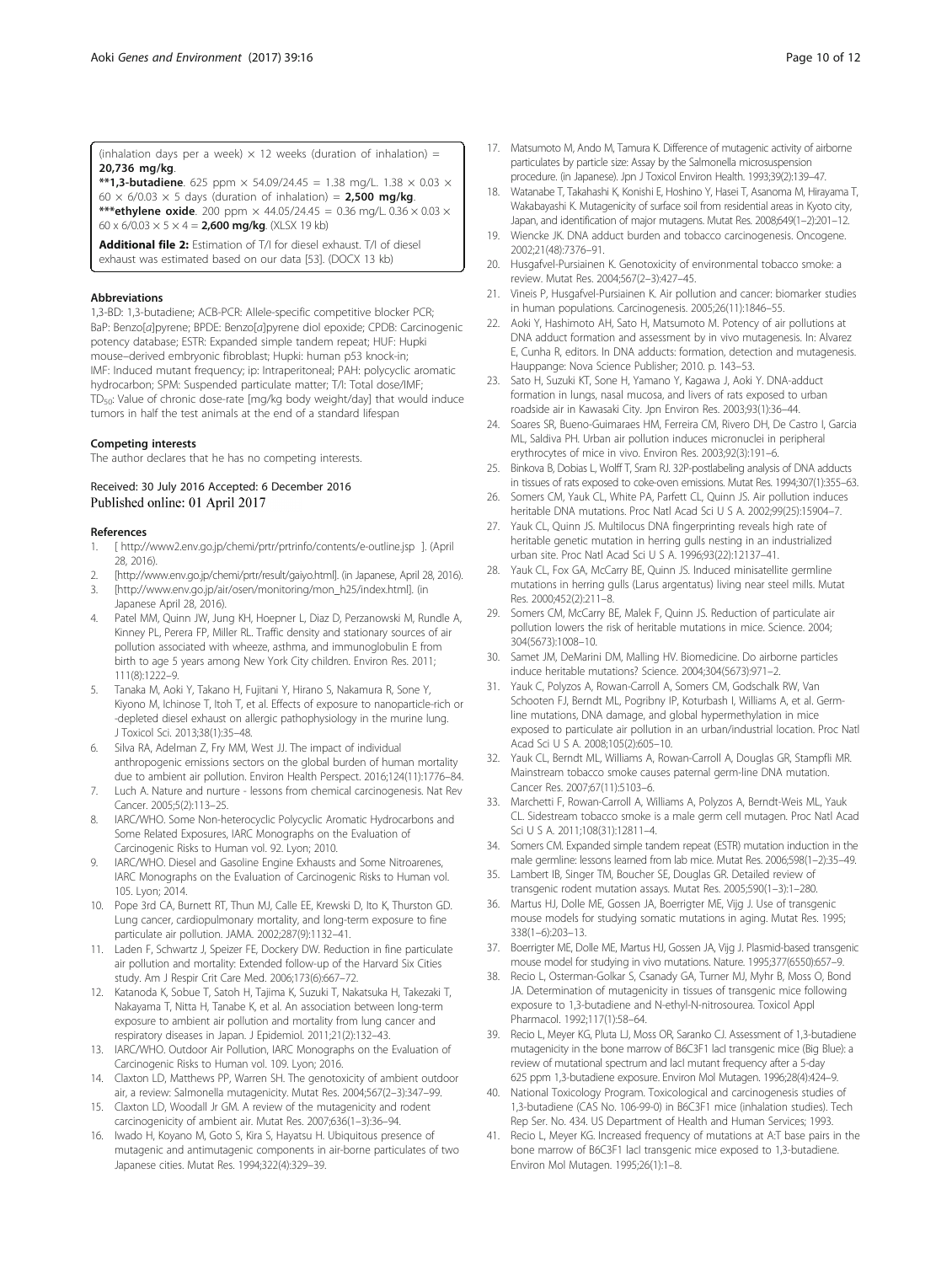(inhalation days per a week) × 12 weeks (duration of inhalation) = **20,736 mg/kg**.

****1,3-butadiene**. 625 ppm × 54.09/24.45 = 1.38 mg/L. 1.38 × 0.03 × 60 × 6/0.03 × 5 days (duration of inhalation) = **2,500 mg/kg**.

*****ethylene oxide**. 200 ppm × 44.05/24.45 = 0.36 mg/L. 0.36 × 0.03 × 60 x 6/0.03 × 5 × 4 = **2,600 mg/kg**. (XLSX 19 kb)

**Additional file 2:** Estimation of T/I for diesel exhaust. T/I of diesel exhaust was estimated based on our data [53]. (DOCX 13 kb)

#### Abbreviations

1,3-BD: 1,3-butadiene; ACB-PCR: Allele-specific competitive blocker PCR; BaP: Benzo[*a*]pyrene; BPDE: Benzo[*a*]pyrene diol epoxide; CPDB: Carcinogenic potency database; ESTR: Expanded simple tandem repeat; HUF: Hupki mouse–derived embryonic fibroblast; Hupki: human p53 knock-in; IMF: Induced mutant frequency; ip: Intraperitoneal; PAH: polycyclic aromatic hydrocarbon; SPM: Suspended particulate matter; T/I: Total dose/IMF; $TD_{50}$: Value of chronic dose-rate [mg/kg body weight/day] that would induce tumors in half the test animals at the end of a standard lifespan

#### Competing interests

The author declares that he has no competing interests.

Received: 30 July 2016 Accepted: 6 December 2016
Published online: 01 April 2017

#### References

1. [ http://www2.env.go.jp/chemi/prtr/prtrinfo/contents/e-outline.jsp ]. (April 28, 2016).
2. [http://www.env.go.jp/chemi/prtr/result/gaiyo.html]. (in Japanese, April 28, 2016).
3. [http://www.env.go.jp/air/osen/monitoring/mon_h25/index.html]. (in Japanese April 28, 2016).
4. Patel MM, Quinn JW, Jung KH, Hoepner L, Diaz D, Perzanowski M, Rundle A, Kinney PL, Perera FP, Miller RL. Traffic density and stationary sources of air pollution associated with wheeze, asthma, and immunoglobulin E from birth to age 5 years among New York City children. Environ Res. 2011; 111(8):1222–9.
5. Tanaka M, Aoki Y, Takano H, Fujitani Y, Hirano S, Nakamura R, Sone Y, Kiyono M, Ichinose T, Itoh T, et al. Effects of exposure to nanoparticle-rich or -depleted diesel exhaust on allergic pathophysiology in the murine lung. J Toxicol Sci. 2013;38(1):35–48.
6. Silva RA, Adelman Z, Fry MM, West JJ. The impact of individual anthropogenic emissions sectors on the global burden of human mortality due to ambient air pollution. Environ Health Perspect. 2016;124(11):1776–84.
7. Luch A. Nature and nurture - lessons from chemical carcinogenesis. Nat Rev Cancer. 2005;5(2):113–25.
8. IARC/WHO. Some Non-heterocyclic Polycyclic Aromatic Hydrocarbons and Some Related Exposures, IARC Monographs on the Evaluation of Carcinogenic Risks to Human vol. 92. Lyon; 2010.
9. IARC/WHO. Diesel and Gasoline Engine Exhausts and Some Nitroarenes, IARC Monographs on the Evaluation of Carcinogenic Risks to Human vol. 105. Lyon; 2014.
10. Pope 3rd CA, Burnett RT, Thun MJ, Calle EE, Krewski D, Ito K, Thurston GD. Lung cancer, cardiopulmonary mortality, and long-term exposure to fine particulate air pollution. JAMA. 2002;287(9):1132–41.
11. Laden F, Schwartz J, Speizer FE, Dockery DW. Reduction in fine particulate air pollution and mortality: Extended follow-up of the Harvard Six Cities study. Am J Respir Crit Care Med. 2006;173(6):667–72.
12. Katanoda K, Sobue T, Satoh H, Tajima K, Suzuki T, Nakatsuka H, Takezaki T, Nakayama T, Nitta H, Tanabe K, et al. An association between long-term exposure to ambient air pollution and mortality from lung cancer and respiratory diseases in Japan. J Epidemiol. 2011;21(2):132–43.
13. IARC/WHO. Outdoor Air Pollution, IARC Monographs on the Evaluation of Carcinogenic Risks to Human vol. 109. Lyon; 2016.
14. Claxton LD, Matthews PP, Warren SH. The genotoxicity of ambient outdoor air, a review: Salmonella mutagenicity. Mutat Res. 2004;567(2–3):347–99.
15. Claxton LD, Woodall Jr GM. A review of the mutagenicity and rodent carcinogenicity of ambient air. Mutat Res. 2007;636(1–3):36–94.
16. Iwado H, Koyano M, Goto S, Kira S, Hayatsu H. Ubiquitous presence of mutagenic and antimutagenic components in air-borne particulates of two Japanese cities. Mutat Res. 1994;322(4):329–39.
17. Matsumoto M, Ando M, Tamura K. Difference of mutagenic activity of airborne particulates by particle size: Assay by the Salmonella microsuspension procedure. (in Japanese). Jpn J Toxicol Environ Health. 1993;39(2):139–47.
18. Watanabe T, Takahashi K, Konishi E, Hoshino Y, Hasei T, Asanoma M, Hirayama T, Wakabayashi K. Mutagenicity of surface soil from residential areas in Kyoto city, Japan, and identification of major mutagens. Mutat Res. 2008;649(1–2):201–12.
19. Wiencke JK. DNA adduct burden and tobacco carcinogenesis. Oncogene. 2002;21(48):7376–91.
20. Husgafvel-Pursiainen K. Genotoxicity of environmental tobacco smoke: a review. Mutat Res. 2004;567(2–3):427–45.
21. Vineis P, Husgafvel-Pursiainen K. Air pollution and cancer: biomarker studies in human populations. Carcinogenesis. 2005;26(11):1846–55.
22. Aoki Y, Hashimoto AH, Sato H, Matsumoto M. Potency of air pollutions at DNA adduct formation and assessment by in vivo mutagenesis. In: Alvarez E, Cunha R, editors. In DNA adducts: formation, detection and mutagenesis. Hauppange: Nova Science Publisher; 2010. p. 143–53.
23. Sato H, Suzuki KT, Sone H, Yamano Y, Kagawa J, Aoki Y. DNA-adduct formation in lungs, nasal mucosa, and livers of rats exposed to urban roadside air in Kawasaki City. Jpn Environ Res. 2003;93(1):36–44.
24. Soares SR, Bueno-Guimaraes HM, Ferreira CM, Rivero DH, De Castro I, Garcia ML, Saldiva PH. Urban air pollution induces micronuclei in peripheral erythrocytes of mice in vivo. Environ Res. 2003;92(3):191–6.
25. Binkova B, Dobias L, Wolff T, Sram RJ. 32P-postlabeling analysis of DNA adducts in tissues of rats exposed to coke-oven emissions. Mutat Res. 1994;307(1):355–63.
26. Somers CM, Yauk CL, White PA, Parfett CL, Quinn JS. Air pollution induces heritable DNA mutations. Proc Natl Acad Sci U S A. 2002;99(25):15904–7.
27. Yauk CL, Quinn JS. Multilocus DNA fingerprinting reveals high rate of heritable genetic mutation in herring gulls nesting in an industrialized urban site. Proc Natl Acad Sci U S A. 1996;93(22):12137–41.
28. Yauk CL, Fox GA, McCarry BE, Quinn JS. Induced minisatellite germline mutations in herring gulls (Larus argentatus) living near steel mills. Mutat Res. 2000;452(2):211–8.
29. Somers CM, McCarry BE, Malek F, Quinn JS. Reduction of particulate air pollution lowers the risk of heritable mutations in mice. Science. 2004; 304(5673):1008–10.
30. Samet JM, DeMarini DM, Malling HV. Biomedicine. Do airborne particles induce heritable mutations? Science. 2004;304(5673):971–2.
31. Yauk C, Polyzos A, Rowan-Carroll A, Somers CM, Godschalk RW, Van Schooten FJ, Berndt ML, Pogribny IP, Koturbash I, Williams A, et al. Germ-line mutations, DNA damage, and global hypermethylation in mice exposed to particulate air pollution in an urban/industrial location. Proc Natl Acad Sci U S A. 2008;105(2):605–10.
32. Yauk CL, Berndt ML, Williams A, Rowan-Carroll A, Douglas GR, Stampfli MR. Mainstream tobacco smoke causes paternal germ-line DNA mutation. Cancer Res. 2007;67(11):5103–6.
33. Marchetti F, Rowan-Carroll A, Williams A, Polyzos A, Berndt-Weis ML, Yauk CL. Sidestream tobacco smoke is a male germ cell mutagen. Proc Natl Acad Sci U S A. 2011;108(31):12811–4.
34. Somers CM. Expanded simple tandem repeat (ESTR) mutation induction in the male germline: lessons learned from lab mice. Mutat Res. 2006;598(1–2):35–49.
35. Lambert IB, Singer TM, Boucher SE, Douglas GR. Detailed review of transgenic rodent mutation assays. Mutat Res. 2005;590(1–3):1–280.
36. Martus HJ, Dolle ME, Gossen JA, Boerrigter ME, Vijg J. Use of transgenic mouse models for studying somatic mutations in aging. Mutat Res. 1995; 338(1–6):203–13.
37. Boerrigter ME, Dolle ME, Martus HJ, Gossen JA, Vijg J. Plasmid-based transgenic mouse model for studying in vivo mutations. Nature. 1995;377(6550):657–9.
38. Recio L, Osterman-Golkar S, Csanady GA, Turner MJ, Myhr B, Moss O, Bond JA. Determination of mutagenicity in tissues of transgenic mice following exposure to 1,3-butadiene and N-ethyl-N-nitrosourea. Toxicol Appl Pharmacol. 1992;117(1):58–64.
39. Recio L, Meyer KG, Pluta LJ, Moss OR, Saranko CJ. Assessment of 1,3-butadiene mutagenicity in the bone marrow of B6C3F1 lacI transgenic mice (Big Blue): a review of mutational spectrum and lacI mutant frequency after a 5-day 625 ppm 1,3-butadiene exposure. Environ Mol Mutagen. 1996;28(4):424–9.
40. National Toxicology Program. Toxicological and carcinogenesis studies of 1,3-butadiene (CAS No. 106-99-0) in B6C3F1 mice (inhalation studies). Tech Rep Ser. No. 434. US Department of Health and Human Services; 1993.
41. Recio L, Meyer KG. Increased frequency of mutations at A:T base pairs in the bone marrow of B6C3F1 lacI transgenic mice exposed to 1,3-butadiene. Environ Mol Mutagen. 1995;26(1):1–8.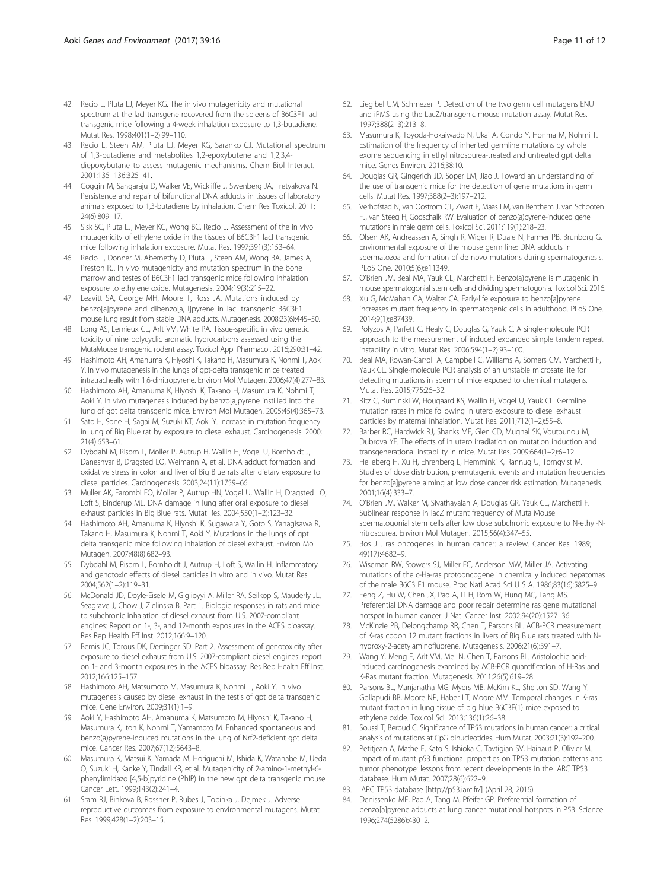42. Recio L, Pluta LJ, Meyer KG. The in vivo mutagenicity and mutational spectrum at the lacI transgene recovered from the spleens of B6C3F1 lacI transgenic mice following a 4-week inhalation exposure to 1,3-butadiene. Mutat Res. 1998;401(1–2):99–110.
43. Recio L, Steen AM, Pluta LJ, Meyer KG, Saranko CJ. Mutational spectrum of 1,3-butadiene and metabolites 1,2-epoxybutene and 1,2,3,4-diepoxybutane to assess mutagenic mechanisms. Chem Biol Interact. 2001;135–136:325–41.
44. Goggin M, Sangaraju D, Walker VE, Wickliffe J, Swenberg JA, Tretyakova N. Persistence and repair of bifunctional DNA adducts in tissues of laboratory animals exposed to 1,3-butadiene by inhalation. Chem Res Toxicol. 2011; 24(6):809–17.
45. Sisk SC, Pluta LJ, Meyer KG, Wong BC, Recio L. Assessment of the in vivo mutagenicity of ethylene oxide in the tissues of B6C3F1 lacI transgenic mice following inhalation exposure. Mutat Res. 1997;391(3):153–64.
46. Recio L, Donner M, Abernethy D, Pluta L, Steen AM, Wong BA, James A, Preston RJ. In vivo mutagenicity and mutation spectrum in the bone marrow and testes of B6C3F1 lacI transgenic mice following inhalation exposure to ethylene oxide. Mutagenesis. 2004;19(3):215–22.
47. Leavitt SA, George MH, Moore T, Ross JA. Mutations induced by benzo[a]pyrene and dibenzo[a, l]pyrene in lacI transgenic B6C3F1 mouse lung result from stable DNA adducts. Mutagenesis. 2008;23(6):445–50.
48. Long AS, Lemieux CL, Arlt VM, White PA. Tissue-specific in vivo genetic toxicity of nine polycyclic aromatic hydrocarbons assessed using the MutaMouse transgenic rodent assay. Toxicol Appl Pharmacol. 2016;290:31–42.
49. Hashimoto AH, Amanuma K, Hiyoshi K, Takano H, Masumura K, Nohmi T, Aoki Y. In vivo mutagenesis in the lungs of gpt-delta transgenic mice treated intratracheally with 1,6-dinitropyrene. Environ Mol Mutagen. 2006;47(4):277–83.
50. Hashimoto AH, Amanuma K, Hiyoshi K, Takano H, Masumura K, Nohmi T, Aoki Y. In vivo mutagenesis induced by benzo[a]pyrene instilled into the lung of gpt delta transgenic mice. Environ Mol Mutagen. 2005;45(4):365–73.
51. Sato H, Sone H, Sagai M, Suzuki KT, Aoki Y. Increase in mutation frequency in lung of Big Blue rat by exposure to diesel exhaust. Carcinogenesis. 2000; 21(4):653–61.
52. Dybdahl M, Risom L, Moller P, Autrup H, Wallin H, Vogel U, Bornholdt J, Daneshvar B, Dragsted LO, Weimann A, et al. DNA adduct formation and oxidative stress in colon and liver of Big Blue rats after dietary exposure to diesel particles. Carcinogenesis. 2003;24(11):1759–66.
53. Muller AK, Farombi EO, Moller P, Autrup HN, Vogel U, Wallin H, Dragsted LO, Loft S, Binderup ML. DNA damage in lung after oral exposure to diesel exhaust particles in Big Blue rats. Mutat Res. 2004;550(1–2):123–32.
54. Hashimoto AH, Amanuma K, Hiyoshi K, Sugawara Y, Goto S, Yanagisawa R, Takano H, Masumura K, Nohmi T, Aoki Y. Mutations in the lungs of gpt delta transgenic mice following inhalation of diesel exhaust. Environ Mol Mutagen. 2007;48(8):682–93.
55. Dybdahl M, Risom L, Bornholdt J, Autrup H, Loft S, Wallin H. Inflammatory and genotoxic effects of diesel particles in vitro and in vivo. Mutat Res. 2004;562(1–2):119–31.
56. McDonald JD, Doyle-Eisele M, Gigliotti A, Miller RA, Seilkop S, Mauderly JL, Seagrave J, Chow J, Zielinska B. Part 1. Biologic responses in rats and mice tp subchronic inhalation of diesel exhaust from U.S. 2007-compliant engines: Report on 1-, 3-, and 12-month exposures in the ACES bioassay. Res Rep Health Eff Inst. 2012;166:9–120.
57. Bemis JC, Torous DK, Dertinger SD. Part 2. Assessment of genotoxicity after exposure to diesel exhaust from U.S. 2007-compliant diesel engines: report on 1- and 3-month exposures in the ACES bioassay. Res Rep Health Eff Inst. 2012;166:125–157.
58. Hashimoto AH, Matsumoto M, Masumura K, Nohmi T, Aoki Y. In vivo mutagenesis caused by diesel exhaust in the testis of gpt delta transgenic mice. Gene Environ. 2009;31(1):1–9.
59. Aoki Y, Hashimoto AH, Amanuma K, Matsumoto M, Hiyoshi K, Takano H, Masumura K, Itoh K, Nohmi T, Yamamoto M. Enhanced spontaneous and benzo(a)pyrene-induced mutations in the lung of Nrf2-deficient gpt delta mice. Cancer Res. 2007;67(12):5643–8.
60. Masumura K, Matsui K, Yamada M, Horiguchi M, Ishida K, Watanabe M, Ueda O, Suzuki H, Kanke Y, Tindall KR, et al. Mutagenicity of 2-amino-1-methyl-6-phenylimidazo [4,5-b]pyridine (PhIP) in the new gpt delta transgenic mouse. Cancer Lett. 1999;143(2):241–4.
61. Sram RJ, Binkova B, Rossner P, Rubes J, Topinka J, Dejmek J. Adverse reproductive outcomes from exposure to environmental mutagens. Mutat Res. 1999;428(1–2):203–15.
62. Liegibel UM, Schmezer P. Detection of the two germ cell mutagens ENU and iPMS using the LacZ/transgenic mouse mutation assay. Mutat Res. 1997;388(2–3):213–8.
63. Masumura K, Toyoda-Hokaiwado N, Ukai A, Gondo Y, Honma M, Nohmi T. Estimation of the frequency of inherited germline mutations by whole exome sequencing in ethyl nitrosourea-treated and untreated gpt delta mice. Genes Environ. 2016;38:10.
64. Douglas GR, Gingerich JD, Soper LM, Jiao J. Toward an understanding of the use of transgenic mice for the detection of gene mutations in germ cells. Mutat Res. 1997;388(2–3):197–212.
65. Verhofstad N, van Oostrom CT, Zwart E, Maas LM, van Benthem J, van Schooten FJ, van Steeg H, Godschalk RW. Evaluation of benzo(a)pyrene-induced gene mutations in male germ cells. Toxicol Sci. 2011;119(1):218–23.
66. Olsen AK, Andreassen A, Singh R, Wiger R, Duale N, Farmer PB, Brunborg G. Environmental exposure of the mouse germ line: DNA adducts in spermatozoa and formation of de novo mutations during spermatogenesis. PLoS One. 2010;5(6):e11349.
67. O'Brien JM, Beal MA, Yauk CL, Marchetti F. Benzo(a)pyrene is mutagenic in mouse spermatogonial stem cells and dividing spermatogonia. Toxicol Sci. 2016.
68. Xu G, McMahan CA, Walter CA. Early-life exposure to benzo[a]pyrene increases mutant frequency in spermatogenic cells in adulthood. PLoS One. 2014;9(1):e87439.
69. Polyzos A, Parfett C, Healy C, Douglas G, Yauk C. A single-molecule PCR approach to the measurement of induced expanded simple tandem repeat instability in vitro. Mutat Res. 2006;594(1–2):93–100.
70. Beal MA, Rowan-Carroll A, Campbell C, Williams A, Somers CM, Marchetti F, Yauk CL. Single-molecule PCR analysis of an unstable microsatellite for detecting mutations in sperm of mice exposed to chemical mutagens. Mutat Res. 2015;775:26–32.
71. Ritz C, Ruminski W, Hougaard KS, Wallin H, Vogel U, Yauk CL. Germline mutation rates in mice following in utero exposure to diesel exhaust particles by maternal inhalation. Mutat Res. 2011;712(1–2):55–8.
72. Barber RC, Hardwick RJ, Shanks ME, Glen CD, Mughal SK, Voutounou M, Dubrova YE. The effects of in utero irradiation on mutation induction and transgenerational instability in mice. Mutat Res. 2009;664(1–2):6–12.
73. Helleberg H, Xu H, Ehrenberg L, Hemminki K, Rannug U, Tornqvist M. Studies of dose distribution, premutagenic events and mutation frequencies for benzo[a]pyrene aiming at low dose cancer risk estimation. Mutagenesis. 2001;16(4):333–7.
74. O'Brien JM, Walker M, Sivathayalan A, Douglas GR, Yauk CL, Marchetti F. Sublinear response in lacZ mutant frequency of Muta Mouse spermatogonial stem cells after low dose subchronic exposure to N-ethyl-N-nitrosourea. Environ Mol Mutagen. 2015;56(4):347–55.
75. Bos JL. ras oncogenes in human cancer: a review. Cancer Res. 1989; 49(17):4682–9.
76. Wiseman RW, Stowers SJ, Miller EC, Anderson MW, Miller JA. Activating mutations of the c-Ha-ras protooncogene in chemically induced hepatomas of the male B6C3 F1 mouse. Proc Natl Acad Sci U S A. 1986;83(16):5825–9.
77. Feng Z, Hu W, Chen JX, Pao A, Li H, Rom W, Hung MC, Tang MS. Preferential DNA damage and poor repair determine ras gene mutational hotspot in human cancer. J Natl Cancer Inst. 2002;94(20):1527–36.
78. McKinzie PB, Delongchamp RR, Chen T, Parsons BL. ACB-PCR measurement of K-ras codon 12 mutant fractions in livers of Big Blue rats treated with N-hydroxy-2-acetylaminofluorene. Mutagenesis. 2006;21(6):391–7.
79. Wang Y, Meng F, Arlt VM, Mei N, Chen T, Parsons BL. Aristolochic acid-induced carcinogenesis examined by ACB-PCR quantification of H-Ras and K-Ras mutant fraction. Mutagenesis. 2011;26(5):619–28.
80. Parsons BL, Manjanatha MG, Myers MB, McKim KL, Shelton SD, Wang Y, Gollapudi BB, Moore NP, Haber LT, Moore MM. Temporal changes in K-ras mutant fraction in lung tissue of big blue B6C3F(1) mice exposed to ethylene oxide. Toxicol Sci. 2013;136(1):26–38.
81. Soussi T, Beroud C. Significance of TP53 mutations in human cancer: a critical analysis of mutations at CpG dinucleotides. Hum Mutat. 2003;21(3):192–200.
82. Petitjean A, Mathe E, Kato S, Ishioka C, Tavtigian SV, Hainaut P, Olivier M. Impact of mutant p53 functional properties on TP53 mutation patterns and tumor phenotype: lessons from recent developments in the IARC TP53 database. Hum Mutat. 2007;28(6):622–9.
83. IARC TP53 database [http://p53.iarc.fr/] (April 28, 2016).
84. Denissenko MF, Pao A, Tang M, Pfeifer GP. Preferential formation of benzo[a]pyrene adducts at lung cancer mutational hotspots in P53. Science. 1996;274(5286):430–2.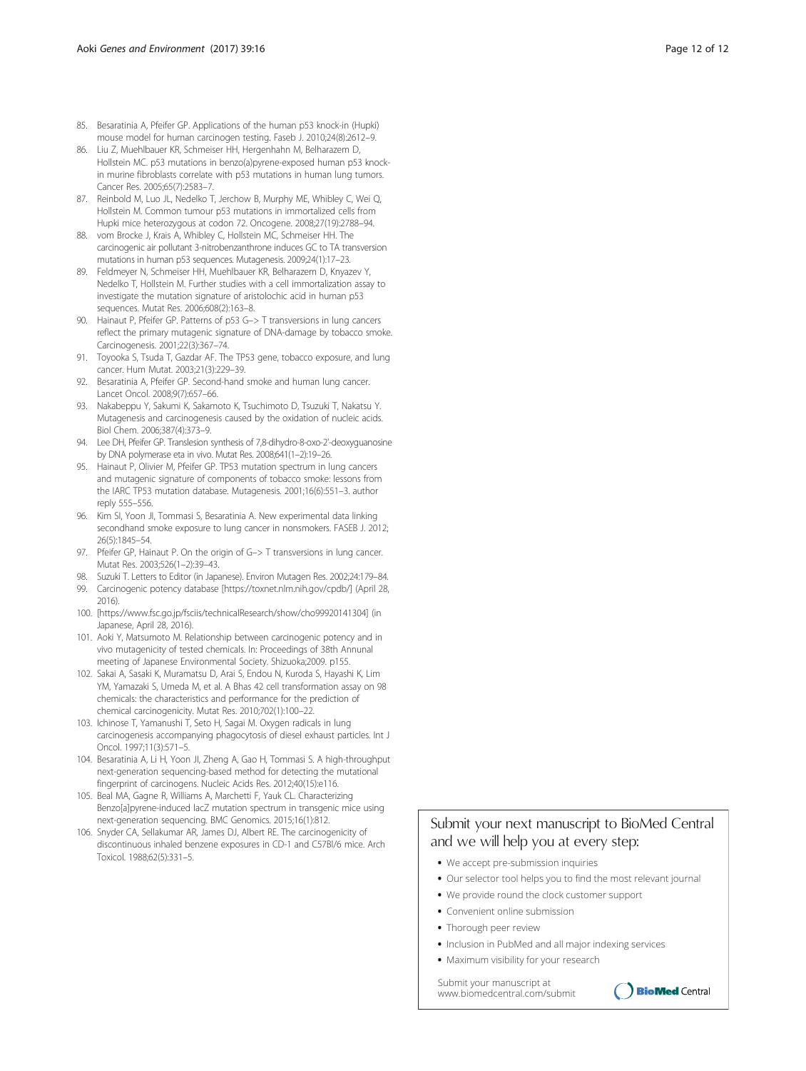85. Besaratinia A, Pfeifer GP. Applications of the human p53 knock-in (Hupki) mouse model for human carcinogen testing. Faseb J. 2010;24(8):2612–9.
86. Liu Z, Muehlbauer KR, Schmeiser HH, Hergenhahn M, Belharazem D, Hollstein MC. p53 mutations in benzo(a)pyrene-exposed human p53 knock-in murine fibroblasts correlate with p53 mutations in human lung tumors. Cancer Res. 2005;65(7):2583–7.
87. Reinbold M, Luo JL, Nedelko T, Jerchow B, Murphy ME, Whibley C, Wei Q, Hollstein M. Common tumour p53 mutations in immortalized cells from Hupki mice heterozygous at codon 72. Oncogene. 2008;27(19):2788–94.
88. vom Brocke J, Krais A, Whibley C, Hollstein MC, Schmeiser HH. The carcinogenic air pollutant 3-nitrobenzanthrone induces GC to TA transversion mutations in human p53 sequences. Mutagenesis. 2009;24(1):17–23.
89. Feldmeyer N, Schmeiser HH, Muehlbauer KR, Belharazem D, Knyazev Y, Nedelko T, Hollstein M. Further studies with a cell immortalization assay to investigate the mutation signature of aristolochic acid in human p53 sequences. Mutat Res. 2006;608(2):163–8.
90. Hainaut P, Pfeifer GP. Patterns of p53 G–> T transversions in lung cancers reflect the primary mutagenic signature of DNA-damage by tobacco smoke. Carcinogenesis. 2001;22(3):367–74.
91. Toyooka S, Tsuda T, Gazdar AF. The TP53 gene, tobacco exposure, and lung cancer. Hum Mutat. 2003;21(3):229–39.
92. Besaratinia A, Pfeifer GP. Second-hand smoke and human lung cancer. Lancet Oncol. 2008;9(7):657–66.
93. Nakabeppu Y, Sakumi K, Sakamoto K, Tsuchimoto D, Tsuzuki T, Nakatsu Y. Mutagenesis and carcinogenesis caused by the oxidation of nucleic acids. Biol Chem. 2006;387(4):373–9.
94. Lee DH, Pfeifer GP. Translesion synthesis of 7,8-dihydro-8-oxo-2'-deoxyguanosine by DNA polymerase eta in vivo. Mutat Res. 2008;641(1–2):19–26.
95. Hainaut P, Olivier M, Pfeifer GP. TP53 mutation spectrum in lung cancers and mutagenic signature of components of tobacco smoke: lessons from the IARC TP53 mutation database. Mutagenesis. 2001;16(6):551–3. author reply 555–556.
96. Kim SI, Yoon JI, Tommasi S, Besaratinia A. New experimental data linking secondhand smoke exposure to lung cancer in nonsmokers. FASEB J. 2012; 26(5):1845–54.
97. Pfeifer GP, Hainaut P. On the origin of G–> T transversions in lung cancer. Mutat Res. 2003;526(1–2):39–43.
98. Suzuki T. Letters to Editor (in Japanese). Environ Mutagen Res. 2002;24:179–84.
99. Carcinogenic potency database [https://toxnet.nlm.nih.gov/cpdb/] (April 28, 2016).
100. [https://www.fsc.go.jp/fsciis/technicalResearch/show/cho99920141304] (in Japanese, April 28, 2016).
101. Aoki Y, Matsumoto M. Relationship between carcinogenic potency and in vivo mutagenicity of tested chemicals. In: Proceedings of 38th Annunal meeting of Japanese Environmental Society. Shizuoka;2009. p155.
102. Sakai A, Sasaki K, Muramatsu D, Arai S, Endou N, Kuroda S, Hayashi K, Lim YM, Yamazaki S, Umeda M, et al. A Bhas 42 cell transformation assay on 98 chemicals: the characteristics and performance for the prediction of chemical carcinogenicity. Mutat Res. 2010;702(1):100–22.
103. Ichinose T, Yamanushi T, Seto H, Sagai M. Oxygen radicals in lung carcinogenesis accompanying phagocytosis of diesel exhaust particles. Int J Oncol. 1997;11(3):571–5.
104. Besaratinia A, Li H, Yoon JI, Zheng A, Gao H, Tommasi S. A high-throughput next-generation sequencing-based method for detecting the mutational fingerprint of carcinogens. Nucleic Acids Res. 2012;40(15):e116.
105. Beal MA, Gagne R, Williams A, Marchetti F, Yauk CL. Characterizing Benzo[a]pyrene-induced lacZ mutation spectrum in transgenic mice using next-generation sequencing. BMC Genomics. 2015;16(1):812.
106. Snyder CA, Sellakumar AR, James DJ, Albert RE. The carcinogenicity of discontinuous inhaled benzene exposures in CD-1 and C57Bl/6 mice. Arch Toxicol. 1988;62(5):331–5.

Submit your next manuscript to BioMed Central and we will help you at every step:

- We accept pre-submission inquiries
- Our selector tool helps you to find the most relevant journal
- We provide round the clock customer support
- Convenient online submission
- Thorough peer review
- Inclusion in PubMed and all major indexing services
- Maximum visibility for your research

Submit your manuscript at
www.biomedcentral.com/submit

BioMed Central